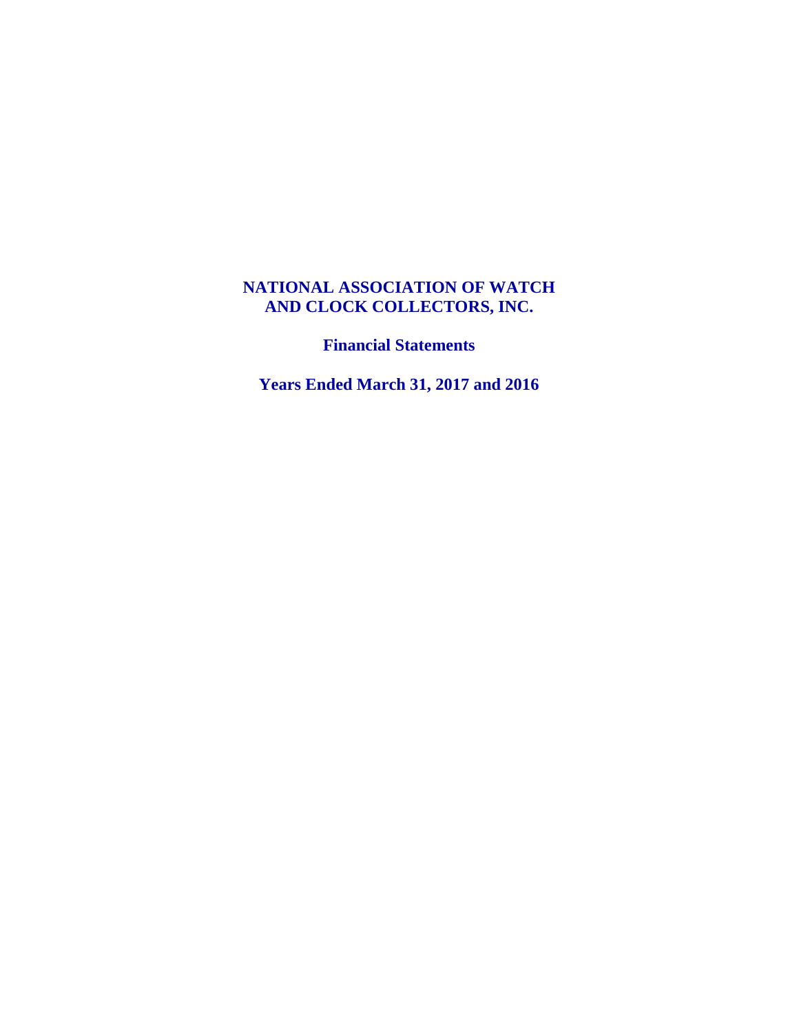# NATIONAL ASSOCIATION OF WATCH AND CLOCK COLLECTORS, INC.

## Financial Statements

## Years Ended March 31, 2017 and 2016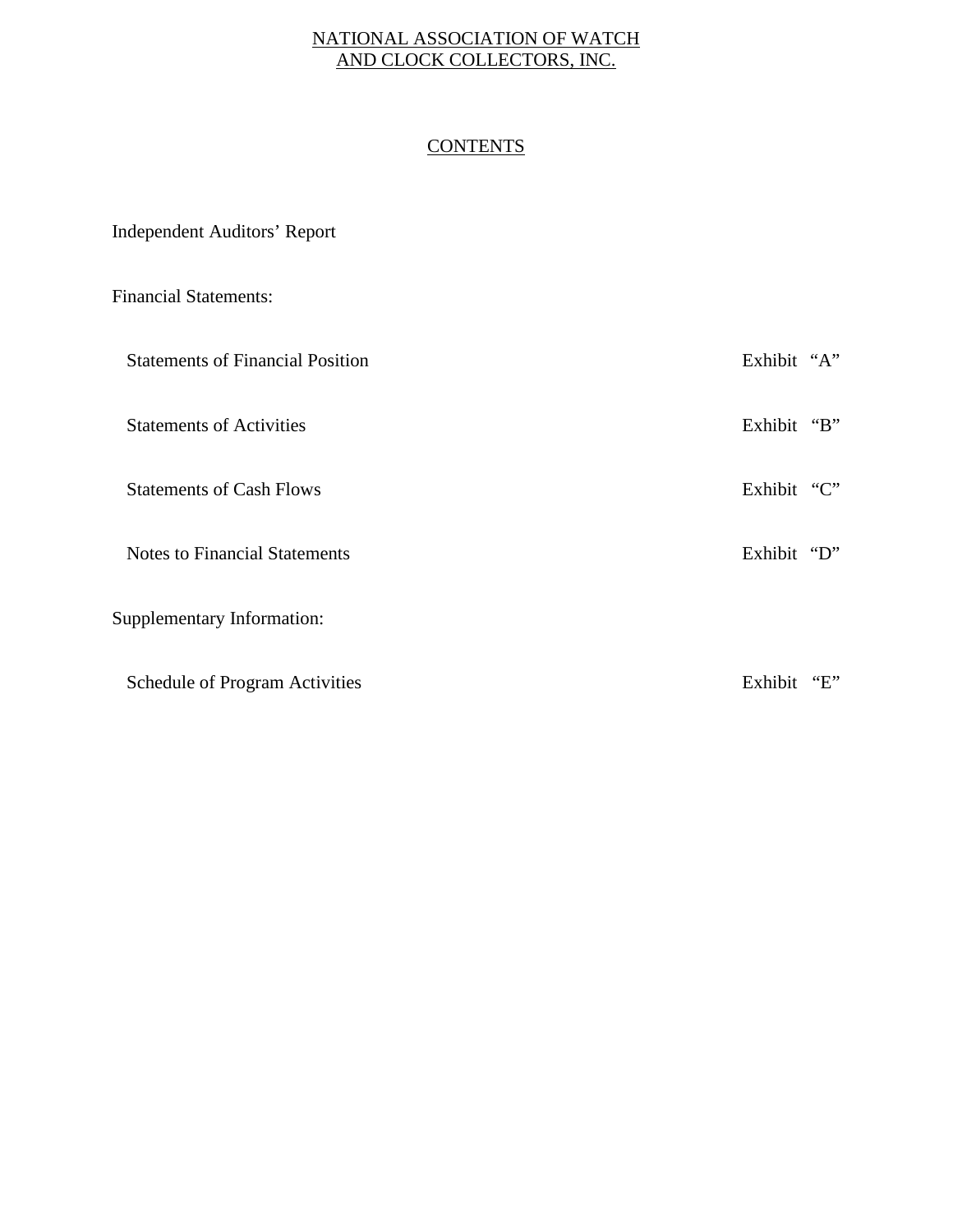# NATIONAL ASSOCIATION OF WATCH AND CLOCK COLLECTORS, INC.

## CONTENTS

Independent Auditors' Report

Financial Statements:

| | |
|---|---|
| Statements of Financial Position | Exhibit "A" |
| Statements of Activities | Exhibit "B" |
| Statements of Cash Flows | Exhibit "C" |
| Notes to Financial Statements | Exhibit "D" |

Supplementary Information:

| | |
|---|---|
| Schedule of Program Activities | Exhibit "E" |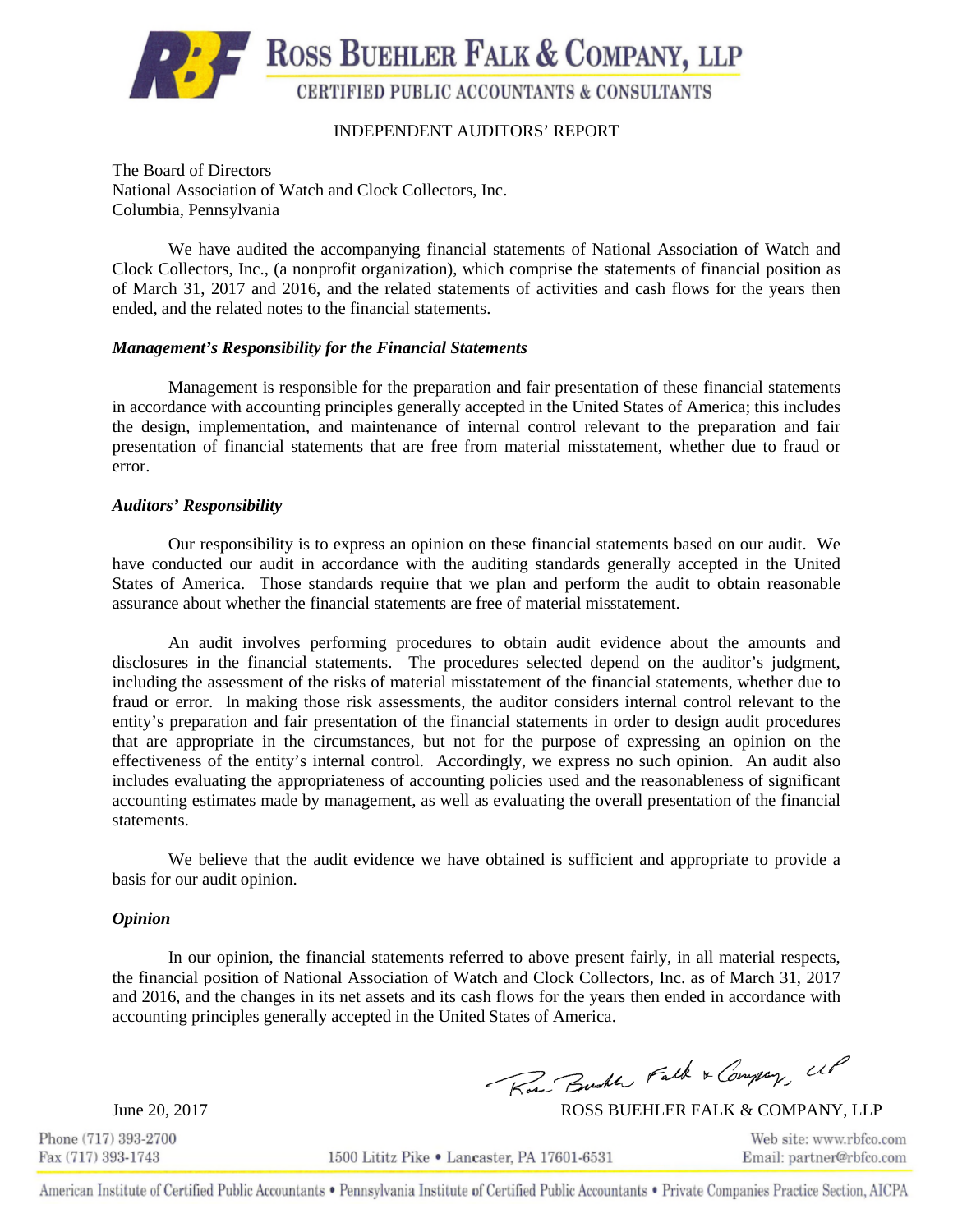ROSS BUEHLER FALK & COMPANY, LLP

CERTIFIED PUBLIC ACCOUNTANTS & CONSULTANTS

INDEPENDENT AUDITORS' REPORT

The Board of Directors
National Association of Watch and Clock Collectors, Inc.
Columbia, Pennsylvania

We have audited the accompanying financial statements of National Association of Watch and Clock Collectors, Inc., (a nonprofit organization), which comprise the statements of financial position as of March 31, 2017 and 2016, and the related statements of activities and cash flows for the years then ended, and the related notes to the financial statements.

***Management's Responsibility for the Financial Statements***

Management is responsible for the preparation and fair presentation of these financial statements in accordance with accounting principles generally accepted in the United States of America; this includes the design, implementation, and maintenance of internal control relevant to the preparation and fair presentation of financial statements that are free from material misstatement, whether due to fraud or error.

***Auditors' Responsibility***

Our responsibility is to express an opinion on these financial statements based on our audit. We have conducted our audit in accordance with the auditing standards generally accepted in the United States of America. Those standards require that we plan and perform the audit to obtain reasonable assurance about whether the financial statements are free of material misstatement.

An audit involves performing procedures to obtain audit evidence about the amounts and disclosures in the financial statements. The procedures selected depend on the auditor's judgment, including the assessment of the risks of material misstatement of the financial statements, whether due to fraud or error. In making those risk assessments, the auditor considers internal control relevant to the entity's preparation and fair presentation of the financial statements in order to design audit procedures that are appropriate in the circumstances, but not for the purpose of expressing an opinion on the effectiveness of the entity's internal control. Accordingly, we express no such opinion. An audit also includes evaluating the appropriateness of accounting policies used and the reasonableness of significant accounting estimates made by management, as well as evaluating the overall presentation of the financial statements.

We believe that the audit evidence we have obtained is sufficient and appropriate to provide a basis for our audit opinion.

***Opinion***

In our opinion, the financial statements referred to above present fairly, in all material respects, the financial position of National Association of Watch and Clock Collectors, Inc. as of March 31, 2017 and 2016, and the changes in its net assets and its cash flows for the years then ended in accordance with accounting principles generally accepted in the United States of America.

June 20, 2017

ROSS BUEHLER FALK & COMPANY, LLP

Phone (717) 393-2700
Fax (717) 393-1743

1500 Lititz Pike • Lancaster, PA 17601-6531

Web site: www.rbfco.com
Email: partner@rbfco.com

American Institute of Certified Public Accountants • Pennsylvania Institute of Certified Public Accountants • Private Companies Practice Section, AICPA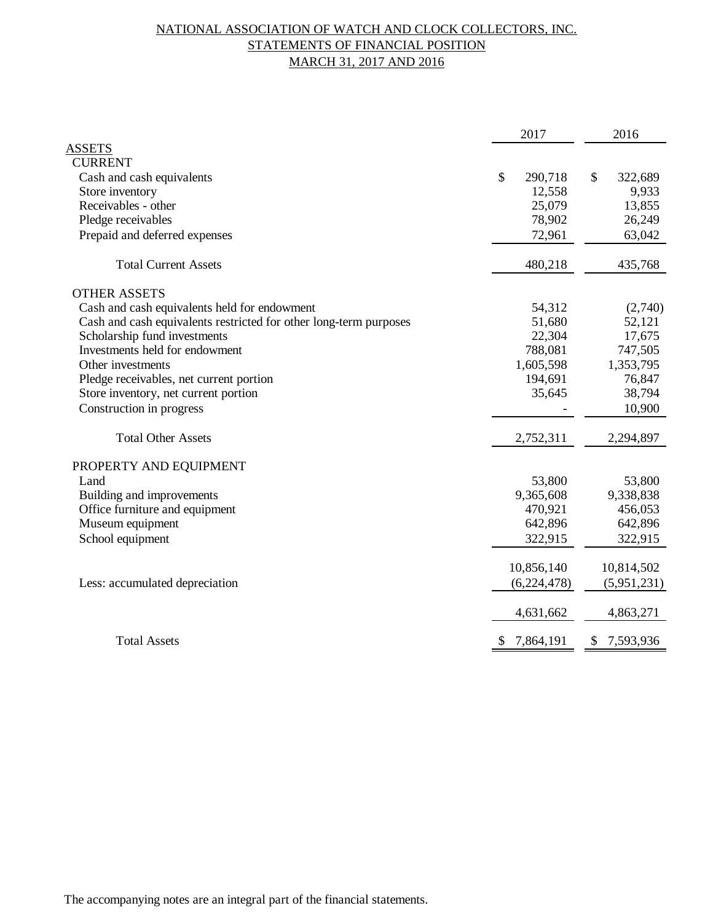# NATIONAL ASSOCIATION OF WATCH AND CLOCK COLLECTORS, INC.
## STATEMENTS OF FINANCIAL POSITION
## MARCH 31, 2017 AND 2016

| | 2017 | 2016 |
|---|---|---|
| **ASSETS** | | |
| CURRENT | | |
| Cash and cash equivalents | $ 290,718 | $ 322,689 |
| Store inventory | 12,558 | 9,933 |
| Receivables - other | 25,079 | 13,855 |
| Pledge receivables | 78,902 | 26,249 |
| Prepaid and deferred expenses | 72,961 | 63,042 |
| Total Current Assets | 480,218 | 435,768 |
| OTHER ASSETS | | |
| Cash and cash equivalents held for endowment | 54,312 | (2,740) |
| Cash and cash equivalents restricted for other long-term purposes | 51,680 | 52,121 |
| Scholarship fund investments | 22,304 | 17,675 |
| Investments held for endowment | 788,081 | 747,505 |
| Other investments | 1,605,598 | 1,353,795 |
| Pledge receivables, net current portion | 194,691 | 76,847 |
| Store inventory, net current portion | 35,645 | 38,794 |
| Construction in progress | - | 10,900 |
| Total Other Assets | 2,752,311 | 2,294,897 |
| PROPERTY AND EQUIPMENT | | |
| Land | 53,800 | 53,800 |
| Building and improvements | 9,365,608 | 9,338,838 |
| Office furniture and equipment | 470,921 | 456,053 |
| Museum equipment | 642,896 | 642,896 |
| School equipment | 322,915 | 322,915 |
| | 10,856,140 | 10,814,502 |
| Less: accumulated depreciation | (6,224,478) | (5,951,231) |
| | 4,631,662 | 4,863,271 |
| Total Assets | $ 7,864,191 | $ 7,593,936 |

The accompanying notes are an integral part of the financial statements.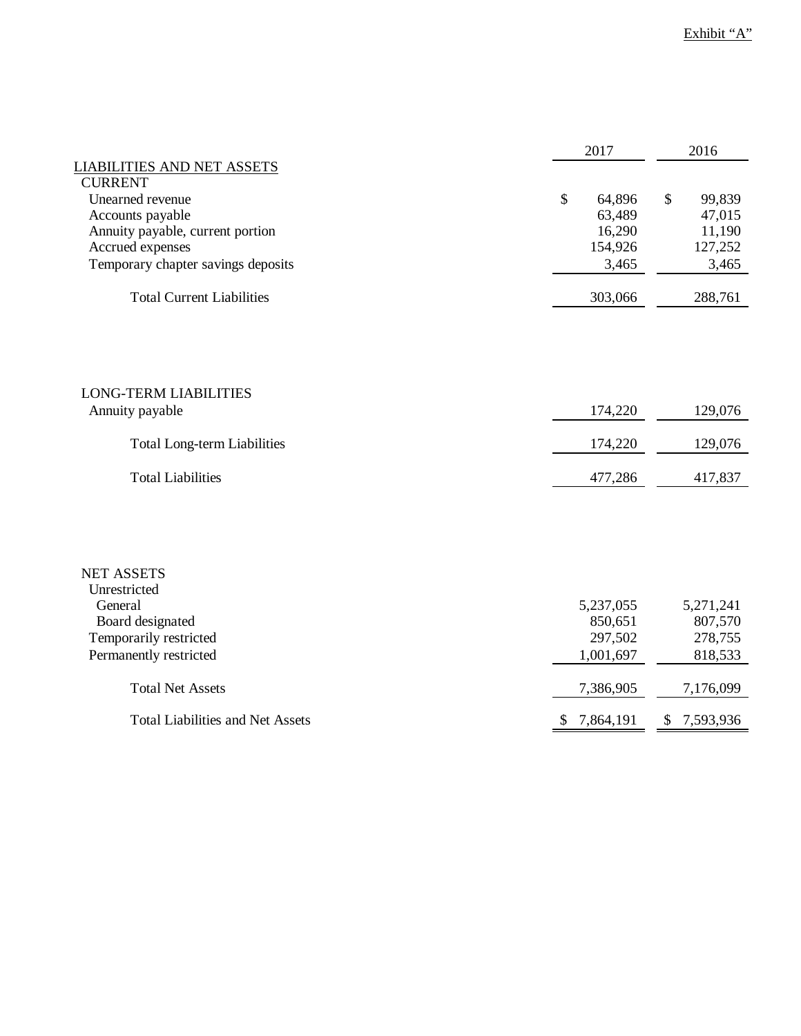Exhibit "A"

| | 2017 | 2016 |
|---|---|---|
| **LIABILITIES AND NET ASSETS** | | |
| CURRENT | | |
| Unearned revenue | $ 64,896 | $ 99,839 |
| Accounts payable | 63,489 | 47,015 |
| Annuity payable, current portion | 16,290 | 11,190 |
| Accrued expenses | 154,926 | 127,252 |
| Temporary chapter savings deposits | 3,465 | 3,465 |
| Total Current Liabilities | 303,066 | 288,761 |
| LONG-TERM LIABILITIES | | |
| Annuity payable | 174,220 | 129,076 |
| Total Long-term Liabilities | 174,220 | 129,076 |
| Total Liabilities | 477,286 | 417,837 |
| NET ASSETS | | |
| Unrestricted | | |
| General | 5,237,055 | 5,271,241 |
| Board designated | 850,651 | 807,570 |
| Temporarily restricted | 297,502 | 278,755 |
| Permanently restricted | 1,001,697 | 818,533 |
| Total Net Assets | 7,386,905 | 7,176,099 |
| Total Liabilities and Net Assets | $ 7,864,191 | $ 7,593,936 |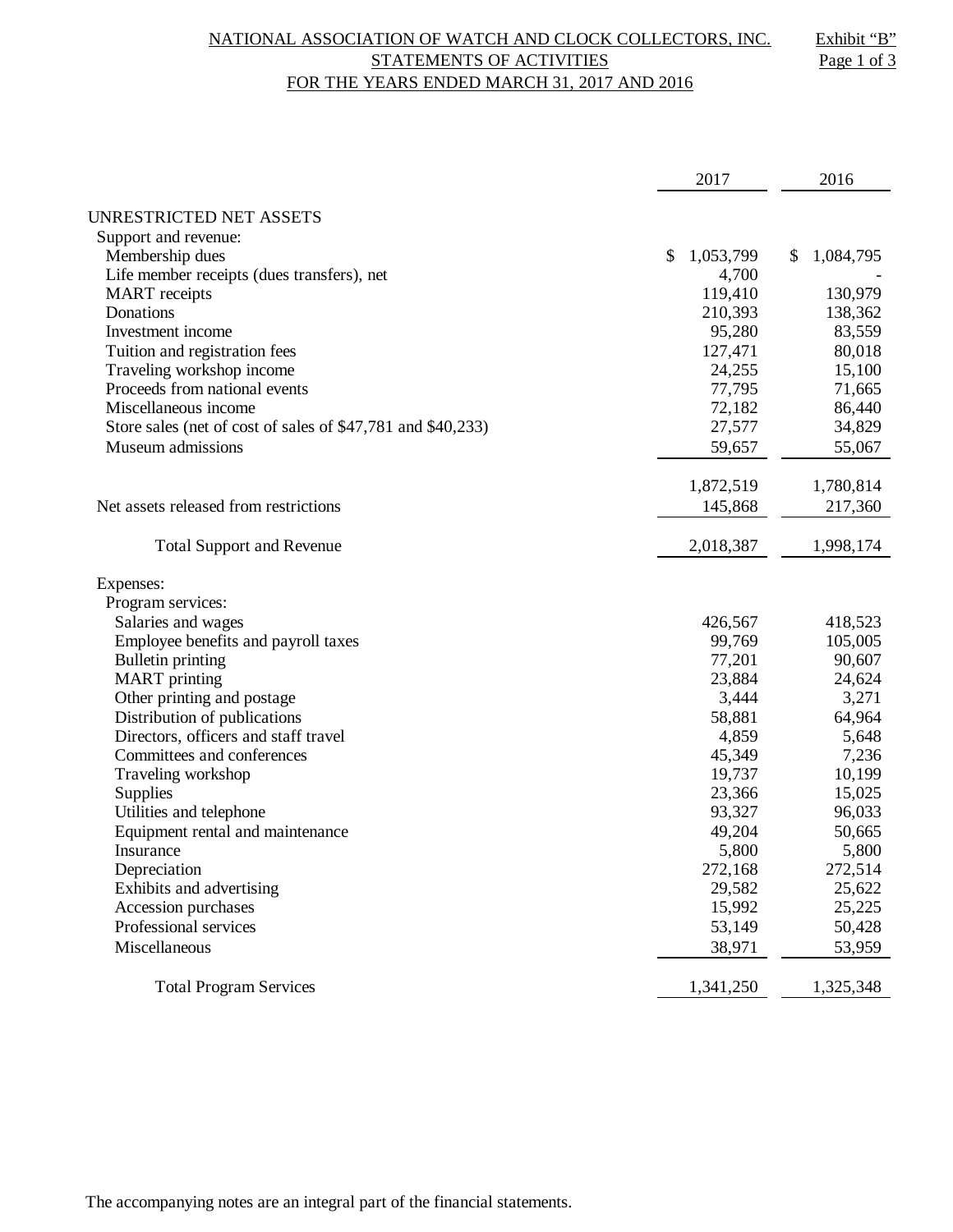# NATIONAL ASSOCIATION OF WATCH AND CLOCK COLLECTORS, INC.

Exhibit "B"

## STATEMENTS OF ACTIVITIES

### FOR THE YEARS ENDED MARCH 31, 2017 AND 2016

| | 2017 | 2016 |
|---|---|---|
| UNRESTRICTED NET ASSETS | | |
| Support and revenue: | | |
| Membership dues | $ 1,053,799 | $ 1,084,795 |
| Life member receipts (dues transfers), net | 4,700 | - |
| MART receipts | 119,410 | 130,979 |
| Donations | 210,393 | 138,362 |
| Investment income | 95,280 | 83,559 |
| Tuition and registration fees | 127,471 | 80,018 |
| Traveling workshop income | 24,255 | 15,100 |
| Proceeds from national events | 77,795 | 71,665 |
| Miscellaneous income | 72,182 | 86,440 |
| Store sales (net of cost of sales of $47,781 and $40,233) | 27,577 | 34,829 |
| Museum admissions | 59,657 | 55,067 |
| | 1,872,519 | 1,780,814 |
| Net assets released from restrictions | 145,868 | 217,360 |
| Total Support and Revenue | 2,018,387 | 1,998,174 |
| Expenses: | | |
| Program services: | | |
| Salaries and wages | 426,567 | 418,523 |
| Employee benefits and payroll taxes | 99,769 | 105,005 |
| Bulletin printing | 77,201 | 90,607 |
| MART printing | 23,884 | 24,624 |
| Other printing and postage | 3,444 | 3,271 |
| Distribution of publications | 58,881 | 64,964 |
| Directors, officers and staff travel | 4,859 | 5,648 |
| Committees and conferences | 45,349 | 7,236 |
| Traveling workshop | 19,737 | 10,199 |
| Supplies | 23,366 | 15,025 |
| Utilities and telephone | 93,327 | 96,033 |
| Equipment rental and maintenance | 49,204 | 50,665 |
| Insurance | 5,800 | 5,800 |
| Depreciation | 272,168 | 272,514 |
| Exhibits and advertising | 29,582 | 25,622 |
| Accession purchases | 15,992 | 25,225 |
| Professional services | 53,149 | 50,428 |
| Miscellaneous | 38,971 | 53,959 |
| Total Program Services | 1,341,250 | 1,325,348 |

The accompanying notes are an integral part of the financial statements.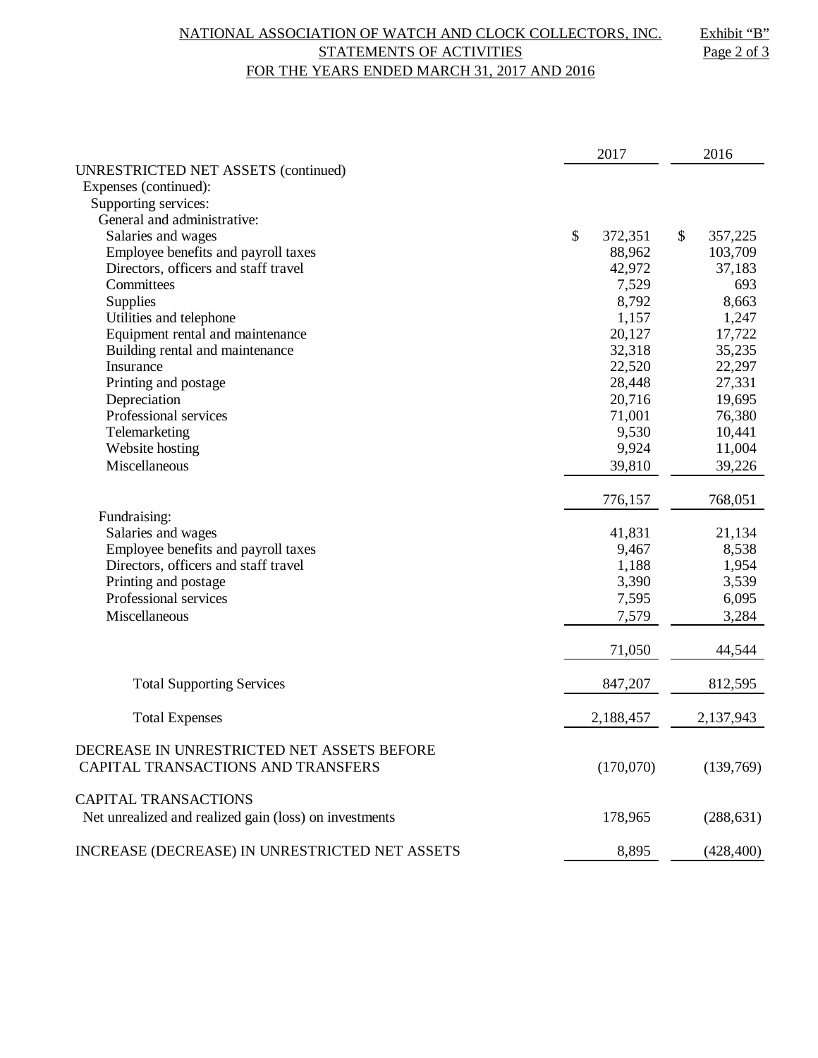# NATIONAL ASSOCIATION OF WATCH AND CLOCK COLLECTORS, INC.

## STATEMENTS OF ACTIVITIES

### FOR THE YEARS ENDED MARCH 31, 2017 AND 2016

Exhibit "B"

|  | 2017 | 2016 |
|---|---|---|
| UNRESTRICTED NET ASSETS (continued) | | |
| Expenses (continued): | | |
| Supporting services: | | |
| General and administrative: | | |
| Salaries and wages | $ 372,351 | $ 357,225 |
| Employee benefits and payroll taxes | 88,962 | 103,709 |
| Directors, officers and staff travel | 42,972 | 37,183 |
| Committees | 7,529 | 693 |
| Supplies | 8,792 | 8,663 |
| Utilities and telephone | 1,157 | 1,247 |
| Equipment rental and maintenance | 20,127 | 17,722 |
| Building rental and maintenance | 32,318 | 35,235 |
| Insurance | 22,520 | 22,297 |
| Printing and postage | 28,448 | 27,331 |
| Depreciation | 20,716 | 19,695 |
| Professional services | 71,001 | 76,380 |
| Telemarketing | 9,530 | 10,441 |
| Website hosting | 9,924 | 11,004 |
| Miscellaneous | 39,810 | 39,226 |
| | 776,157 | 768,051 |
| Fundraising: | | |
| Salaries and wages | 41,831 | 21,134 |
| Employee benefits and payroll taxes | 9,467 | 8,538 |
| Directors, officers and staff travel | 1,188 | 1,954 |
| Printing and postage | 3,390 | 3,539 |
| Professional services | 7,595 | 6,095 |
| Miscellaneous | 7,579 | 3,284 |
| | 71,050 | 44,544 |
| Total Supporting Services | 847,207 | 812,595 |
| Total Expenses | 2,188,457 | 2,137,943 |
| DECREASE IN UNRESTRICTED NET ASSETS BEFORE CAPITAL TRANSACTIONS AND TRANSFERS | (170,070) | (139,769) |
| CAPITAL TRANSACTIONS | | |
| Net unrealized and realized gain (loss) on investments | 178,965 | (288,631) |
| INCREASE (DECREASE) IN UNRESTRICTED NET ASSETS | 8,895 | (428,400) |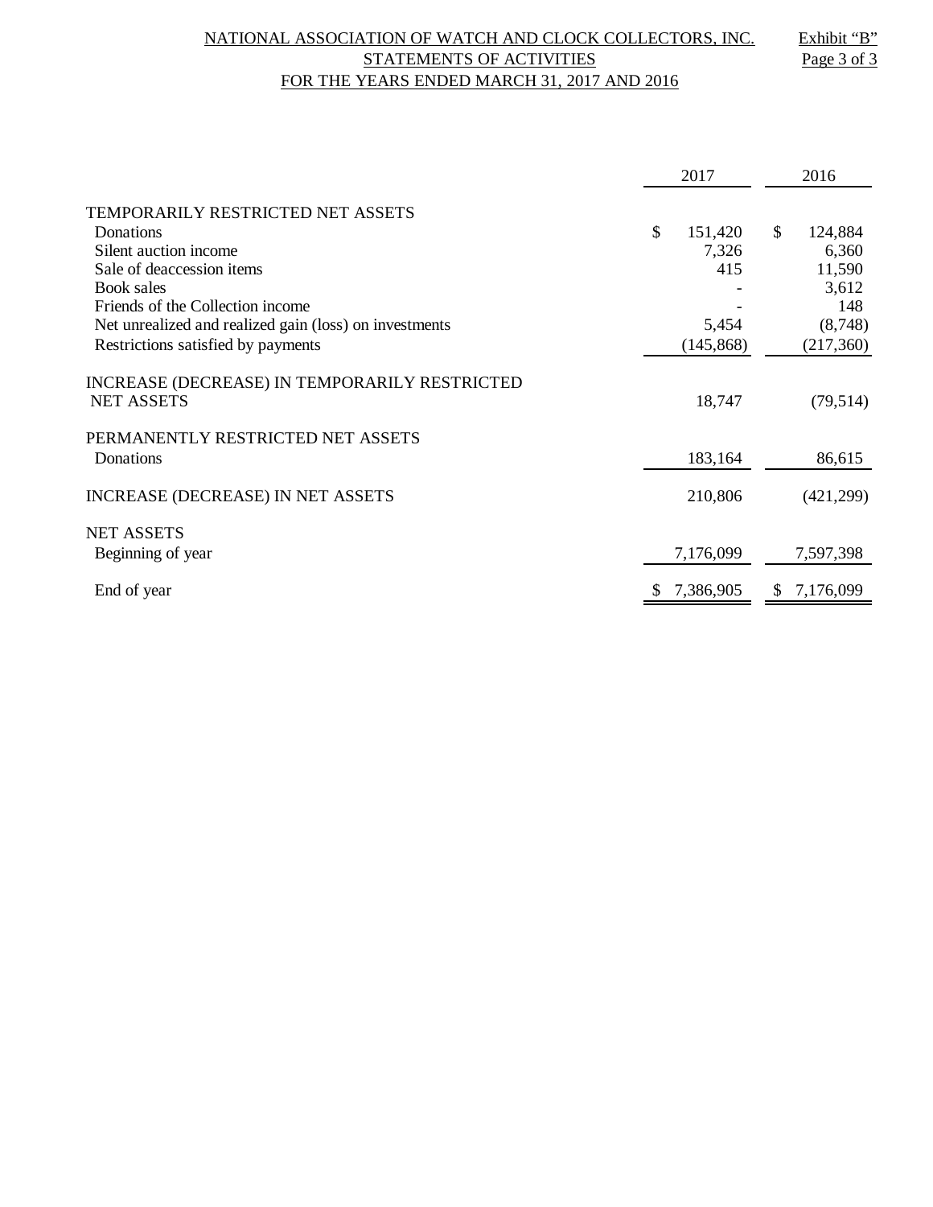# NATIONAL ASSOCIATION OF WATCH AND CLOCK COLLECTORS, INC.
## STATEMENTS OF ACTIVITIES
### FOR THE YEARS ENDED MARCH 31, 2017 AND 2016

Exhibit "B"

| | 2017 | 2016 |
|---|---|---|
| TEMPORARILY RESTRICTED NET ASSETS | | |
| Donations | $ 151,420 | $ 124,884 |
| Silent auction income | 7,326 | 6,360 |
| Sale of deaccession items | 415 | 11,590 |
| Book sales | - | 3,612 |
| Friends of the Collection income | - | 148 |
| Net unrealized and realized gain (loss) on investments | 5,454 | (8,748) |
| Restrictions satisfied by payments | (145,868) | (217,360) |
| INCREASE (DECREASE) IN TEMPORARILY RESTRICTED NET ASSETS | 18,747 | (79,514) |
| PERMANENTLY RESTRICTED NET ASSETS | | |
| Donations | 183,164 | 86,615 |
| INCREASE (DECREASE) IN NET ASSETS | 210,806 | (421,299) |
| NET ASSETS | | |
| Beginning of year | 7,176,099 | 7,597,398 |
| End of year | $ 7,386,905 | $ 7,176,099 |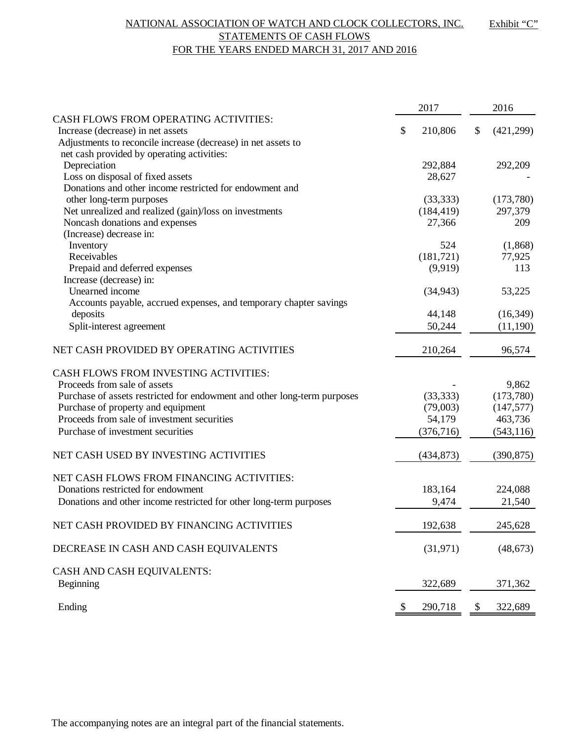NATIONAL ASSOCIATION OF WATCH AND CLOCK COLLECTORS, INC.

Exhibit "C"

STATEMENTS OF CASH FLOWS

FOR THE YEARS ENDED MARCH 31, 2017 AND 2016

| | 2017 | 2016 |
|---|---|---|
| CASH FLOWS FROM OPERATING ACTIVITIES: | | |
| Increase (decrease) in net assets | $ 210,806 | $ (421,299) |
| Adjustments to reconcile increase (decrease) in net assets to net cash provided by operating activities: | | |
| Depreciation | 292,884 | 292,209 |
| Loss on disposal of fixed assets | 28,627 | - |
| Donations and other income restricted for endowment and other long-term purposes | (33,333) | (173,780) |
| Net unrealized and realized (gain)/loss on investments | (184,419) | 297,379 |
| Noncash donations and expenses | 27,366 | 209 |
| (Increase) decrease in: | | |
| Inventory | 524 | (1,868) |
| Receivables | (181,721) | 77,925 |
| Prepaid and deferred expenses | (9,919) | 113 |
| Increase (decrease) in: | | |
| Unearned income | (34,943) | 53,225 |
| Accounts payable, accrued expenses, and temporary chapter savings deposits | 44,148 | (16,349) |
| Split-interest agreement | 50,244 | (11,190) |
| NET CASH PROVIDED BY OPERATING ACTIVITIES | 210,264 | 96,574 |
| CASH FLOWS FROM INVESTING ACTIVITIES: | | |
| Proceeds from sale of assets | - | 9,862 |
| Purchase of assets restricted for endowment and other long-term purposes | (33,333) | (173,780) |
| Purchase of property and equipment | (79,003) | (147,577) |
| Proceeds from sale of investment securities | 54,179 | 463,736 |
| Purchase of investment securities | (376,716) | (543,116) |
| NET CASH USED BY INVESTING ACTIVITIES | (434,873) | (390,875) |
| NET CASH FLOWS FROM FINANCING ACTIVITIES: | | |
| Donations restricted for endowment | 183,164 | 224,088 |
| Donations and other income restricted for other long-term purposes | 9,474 | 21,540 |
| NET CASH PROVIDED BY FINANCING ACTIVITIES | 192,638 | 245,628 |
| DECREASE IN CASH AND CASH EQUIVALENTS | (31,971) | (48,673) |
| CASH AND CASH EQUIVALENTS: | | |
| Beginning | 322,689 | 371,362 |
| Ending | $ 290,718 | $ 322,689 |

The accompanying notes are an integral part of the financial statements.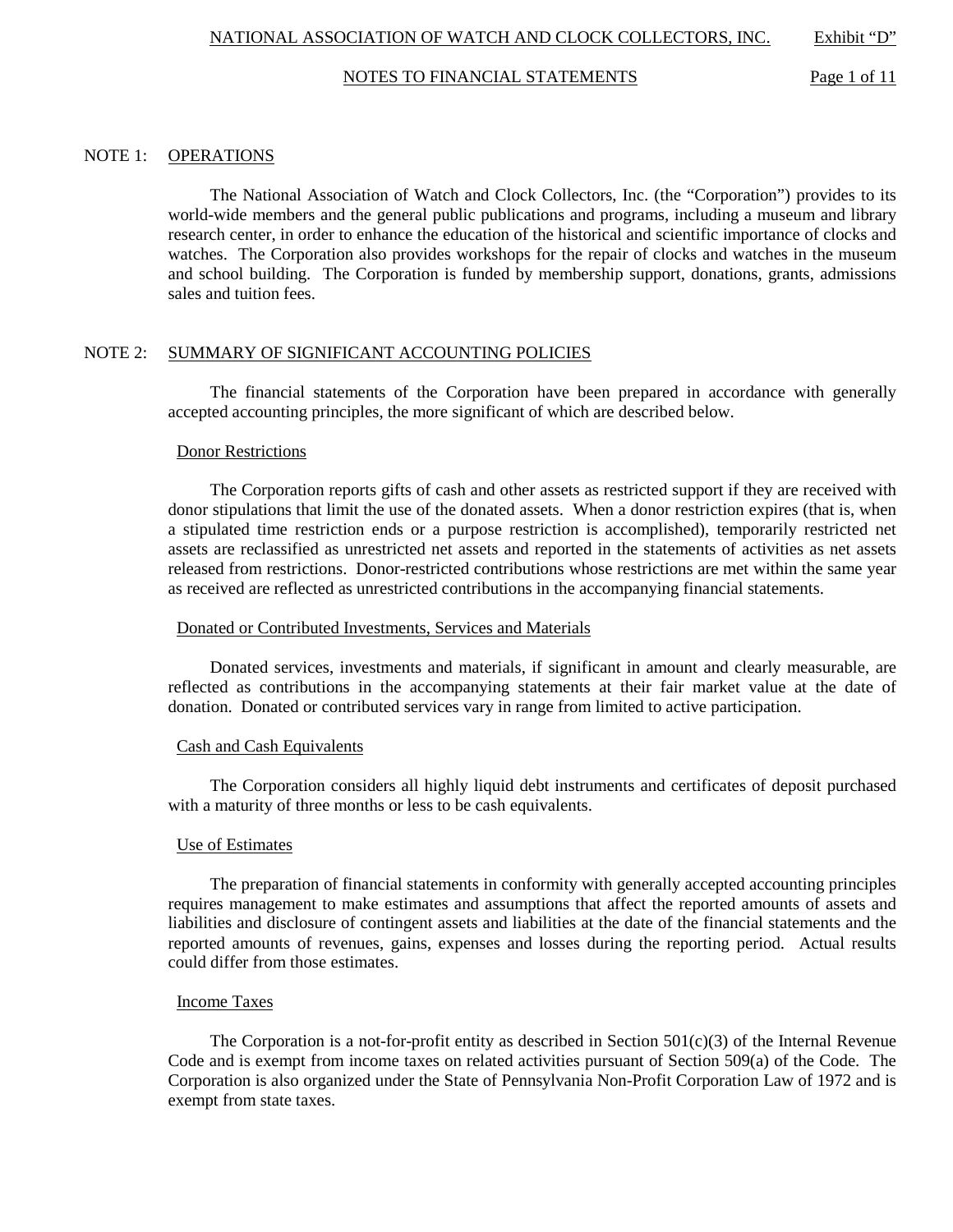NATIONAL ASSOCIATION OF WATCH AND CLOCK COLLECTORS, INC. Exhibit "D"

NOTES TO FINANCIAL STATEMENTS

## NOTE 1: OPERATIONS

The National Association of Watch and Clock Collectors, Inc. (the "Corporation") provides to its world-wide members and the general public publications and programs, including a museum and library research center, in order to enhance the education of the historical and scientific importance of clocks and watches. The Corporation also provides workshops for the repair of clocks and watches in the museum and school building. The Corporation is funded by membership support, donations, grants, admissions sales and tuition fees.

## NOTE 2: SUMMARY OF SIGNIFICANT ACCOUNTING POLICIES

The financial statements of the Corporation have been prepared in accordance with generally accepted accounting principles, the more significant of which are described below.

### Donor Restrictions

The Corporation reports gifts of cash and other assets as restricted support if they are received with donor stipulations that limit the use of the donated assets. When a donor restriction expires (that is, when a stipulated time restriction ends or a purpose restriction is accomplished), temporarily restricted net assets are reclassified as unrestricted net assets and reported in the statements of activities as net assets released from restrictions. Donor-restricted contributions whose restrictions are met within the same year as received are reflected as unrestricted contributions in the accompanying financial statements.

### Donated or Contributed Investments, Services and Materials

Donated services, investments and materials, if significant in amount and clearly measurable, are reflected as contributions in the accompanying statements at their fair market value at the date of donation. Donated or contributed services vary in range from limited to active participation.

### Cash and Cash Equivalents

The Corporation considers all highly liquid debt instruments and certificates of deposit purchased with a maturity of three months or less to be cash equivalents.

### Use of Estimates

The preparation of financial statements in conformity with generally accepted accounting principles requires management to make estimates and assumptions that affect the reported amounts of assets and liabilities and disclosure of contingent assets and liabilities at the date of the financial statements and the reported amounts of revenues, gains, expenses and losses during the reporting period. Actual results could differ from those estimates.

### Income Taxes

The Corporation is a not-for-profit entity as described in Section 501(c)(3) of the Internal Revenue Code and is exempt from income taxes on related activities pursuant of Section 509(a) of the Code. The Corporation is also organized under the State of Pennsylvania Non-Profit Corporation Law of 1972 and is exempt from state taxes.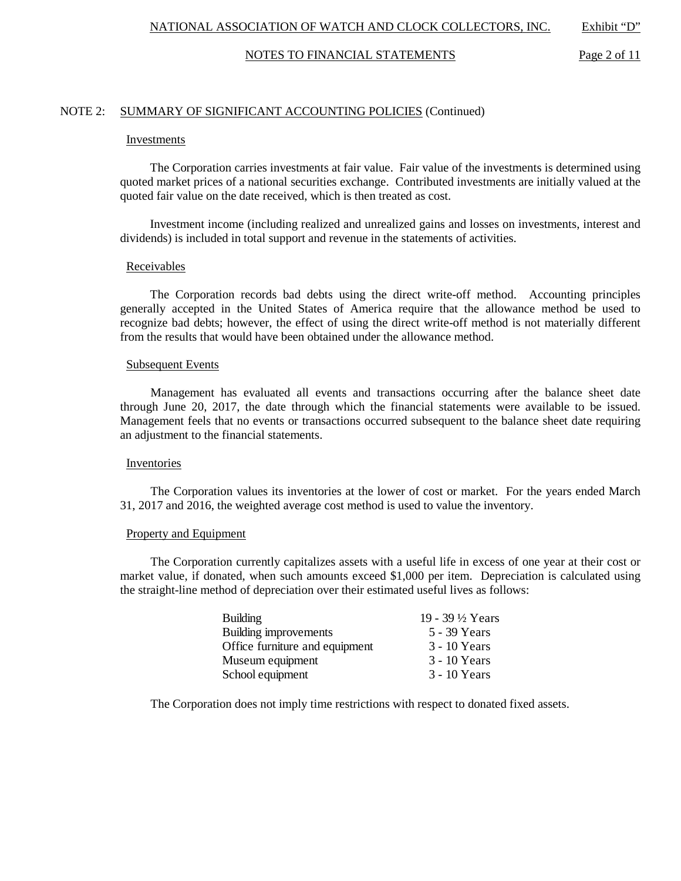## NOTE 2: SUMMARY OF SIGNIFICANT ACCOUNTING POLICIES (Continued)

### Investments

The Corporation carries investments at fair value. Fair value of the investments is determined using quoted market prices of a national securities exchange. Contributed investments are initially valued at the quoted fair value on the date received, which is then treated as cost.

Investment income (including realized and unrealized gains and losses on investments, interest and dividends) is included in total support and revenue in the statements of activities.

### Receivables

The Corporation records bad debts using the direct write-off method. Accounting principles generally accepted in the United States of America require that the allowance method be used to recognize bad debts; however, the effect of using the direct write-off method is not materially different from the results that would have been obtained under the allowance method.

### Subsequent Events

Management has evaluated all events and transactions occurring after the balance sheet date through June 20, 2017, the date through which the financial statements were available to be issued. Management feels that no events or transactions occurred subsequent to the balance sheet date requiring an adjustment to the financial statements.

### Inventories

The Corporation values its inventories at the lower of cost or market. For the years ended March 31, 2017 and 2016, the weighted average cost method is used to value the inventory.

### Property and Equipment

The Corporation currently capitalizes assets with a useful life in excess of one year at their cost or market value, if donated, when such amounts exceed $1,000 per item. Depreciation is calculated using the straight-line method of depreciation over their estimated useful lives as follows:

| | |
|---|---|
| Building | 19 - 39 ½ Years |
| Building improvements | 5 - 39 Years |
| Office furniture and equipment | 3 - 10 Years |
| Museum equipment | 3 - 10 Years |
| School equipment | 3 - 10 Years |

The Corporation does not imply time restrictions with respect to donated fixed assets.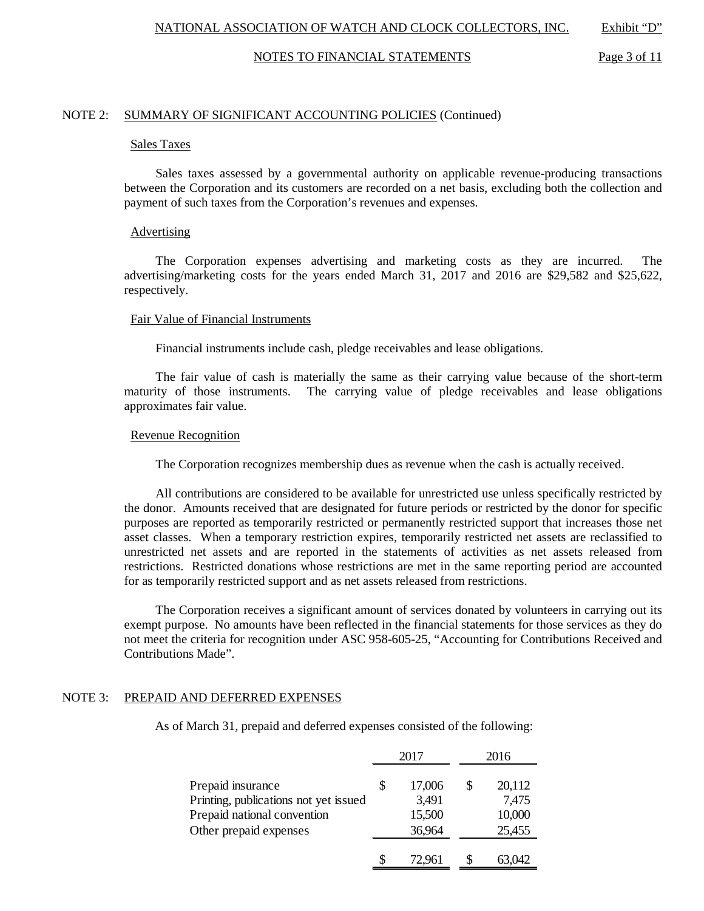## NOTE 2: SUMMARY OF SIGNIFICANT ACCOUNTING POLICIES (Continued)

### Sales Taxes

Sales taxes assessed by a governmental authority on applicable revenue-producing transactions between the Corporation and its customers are recorded on a net basis, excluding both the collection and payment of such taxes from the Corporation's revenues and expenses.

### Advertising

The Corporation expenses advertising and marketing costs as they are incurred. The advertising/marketing costs for the years ended March 31, 2017 and 2016 are $29,582 and $25,622, respectively.

### Fair Value of Financial Instruments

Financial instruments include cash, pledge receivables and lease obligations.

The fair value of cash is materially the same as their carrying value because of the short-term maturity of those instruments. The carrying value of pledge receivables and lease obligations approximates fair value.

### Revenue Recognition

The Corporation recognizes membership dues as revenue when the cash is actually received.

All contributions are considered to be available for unrestricted use unless specifically restricted by the donor. Amounts received that are designated for future periods or restricted by the donor for specific purposes are reported as temporarily restricted or permanently restricted support that increases those net asset classes. When a temporary restriction expires, temporarily restricted net assets are reclassified to unrestricted net assets and are reported in the statements of activities as net assets released from restrictions. Restricted donations whose restrictions are met in the same reporting period are accounted for as temporarily restricted support and as net assets released from restrictions.

The Corporation receives a significant amount of services donated by volunteers in carrying out its exempt purpose. No amounts have been reflected in the financial statements for those services as they do not meet the criteria for recognition under ASC 958-605-25, "Accounting for Contributions Received and Contributions Made".

## NOTE 3: PREPAID AND DEFERRED EXPENSES

As of March 31, prepaid and deferred expenses consisted of the following:

| | 2017 | 2016 |
|---|---|---|
| Prepaid insurance | $ 17,006 | $ 20,112 |
| Printing, publications not yet issued | 3,491 | 7,475 |
| Prepaid national convention | 15,500 | 10,000 |
| Other prepaid expenses | 36,964 | 25,455 |
| | $ 72,961 | $ 63,042 |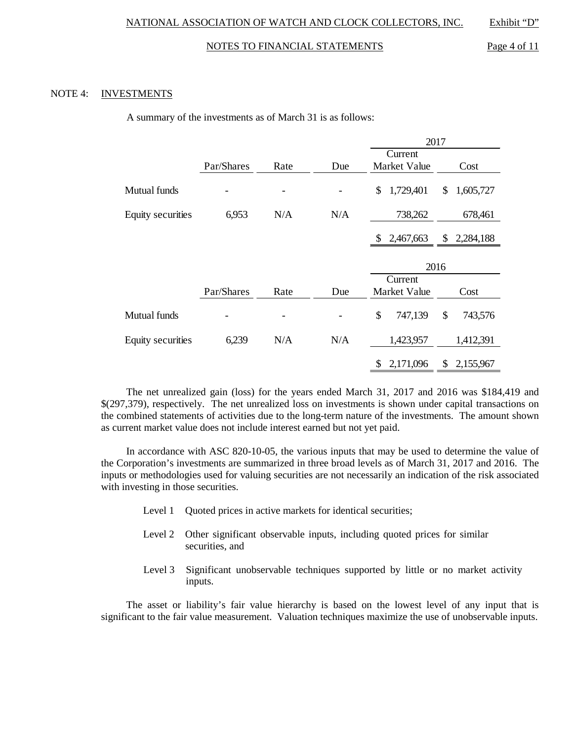## NOTE 4: INVESTMENTS

A summary of the investments as of March 31 is as follows:

| | Par/Shares | Rate | Due | 2017 Current Market Value | 2017 Cost |
|---|---|---|---|---|---|
| Mutual funds | - | - | - | $ 1,729,401 | $ 1,605,727 |
| Equity securities | 6,953 | N/A | N/A | 738,262 | 678,461 |
| | | | | $ 2,467,663 | $ 2,284,188 |

| | Par/Shares | Rate | Due | 2016 Current Market Value | 2016 Cost |
|---|---|---|---|---|---|
| Mutual funds | - | - | - | $ 747,139 | $ 743,576 |
| Equity securities | 6,239 | N/A | N/A | 1,423,957 | 1,412,391 |
| | | | | $ 2,171,096 | $ 2,155,967 |

The net unrealized gain (loss) for the years ended March 31, 2017 and 2016 was $184,419 and $(297,379), respectively. The net unrealized loss on investments is shown under capital transactions on the combined statements of activities due to the long-term nature of the investments. The amount shown as current market value does not include interest earned but not yet paid.

In accordance with ASC 820-10-05, the various inputs that may be used to determine the value of the Corporation's investments are summarized in three broad levels as of March 31, 2017 and 2016. The inputs or methodologies used for valuing securities are not necessarily an indication of the risk associated with investing in those securities.

- Level 1 Quoted prices in active markets for identical securities;
- Level 2 Other significant observable inputs, including quoted prices for similar securities, and
- Level 3 Significant unobservable techniques supported by little or no market activity inputs.

The asset or liability's fair value hierarchy is based on the lowest level of any input that is significant to the fair value measurement. Valuation techniques maximize the use of unobservable inputs.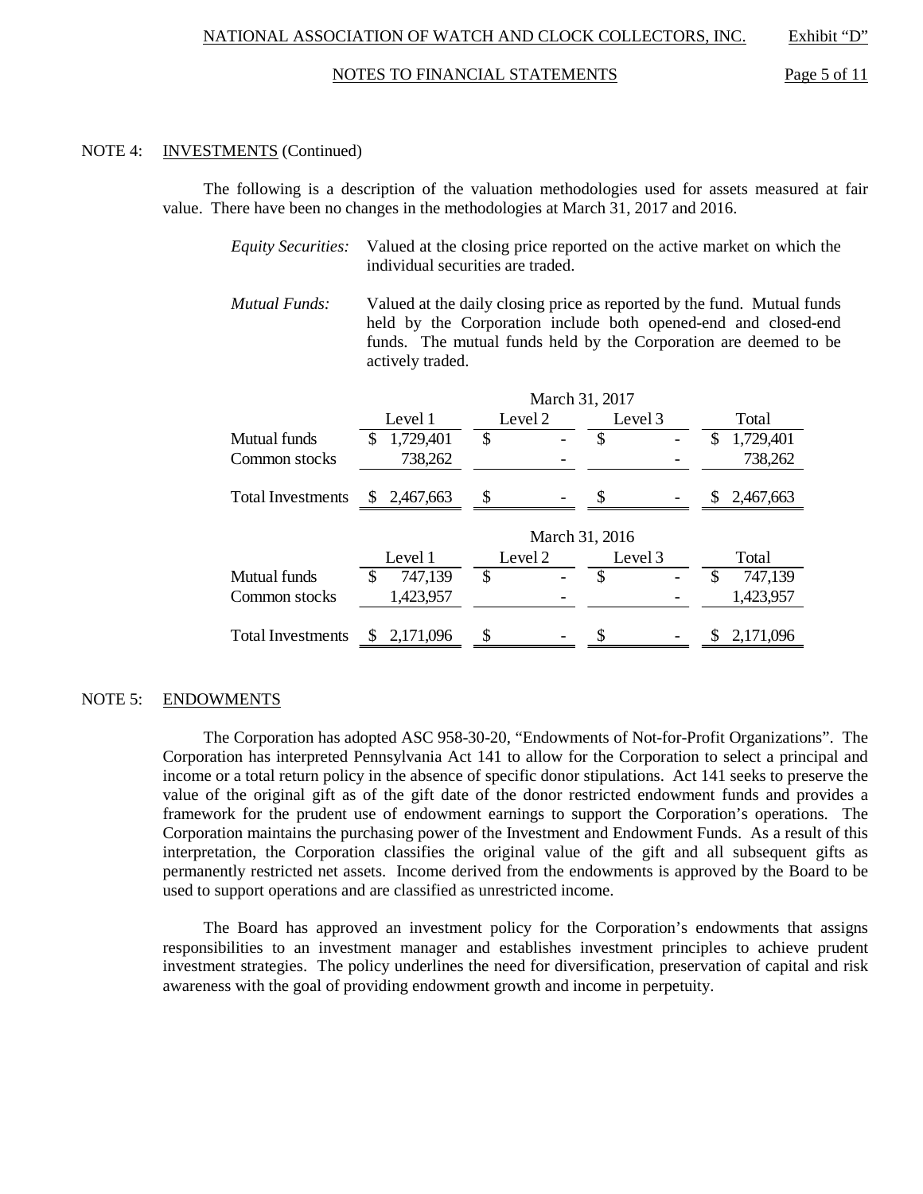## NOTE 4: INVESTMENTS (Continued)

The following is a description of the valuation methodologies used for assets measured at fair value. There have been no changes in the methodologies at March 31, 2017 and 2016.

*Equity Securities:* Valued at the closing price reported on the active market on which the individual securities are traded.

*Mutual Funds:* Valued at the daily closing price as reported by the fund. Mutual funds held by the Corporation include both opened-end and closed-end funds. The mutual funds held by the Corporation are deemed to be actively traded.

| | March 31, 2017 | | | |
|---|---|---|---|---|
| | Level 1 | Level 2 | Level 3 | Total |
| Mutual funds | $ 1,729,401 | $ - | $ - | $ 1,729,401 |
| Common stocks | 738,262 | - | - | 738,262 |
| Total Investments | $ 2,467,663 | $ - | $ - | $ 2,467,663 |

| | March 31, 2016 | | | |
|---|---|---|---|---|
| | Level 1 | Level 2 | Level 3 | Total |
| Mutual funds | $ 747,139 | $ - | $ - | $ 747,139 |
| Common stocks | 1,423,957 | - | - | 1,423,957 |
| Total Investments | $ 2,171,096 | $ - | $ - | $ 2,171,096 |

## NOTE 5: ENDOWMENTS

The Corporation has adopted ASC 958-30-20, "Endowments of Not-for-Profit Organizations". The Corporation has interpreted Pennsylvania Act 141 to allow for the Corporation to select a principal and income or a total return policy in the absence of specific donor stipulations. Act 141 seeks to preserve the value of the original gift as of the gift date of the donor restricted endowment funds and provides a framework for the prudent use of endowment earnings to support the Corporation's operations. The Corporation maintains the purchasing power of the Investment and Endowment Funds. As a result of this interpretation, the Corporation classifies the original value of the gift and all subsequent gifts as permanently restricted net assets. Income derived from the endowments is approved by the Board to be used to support operations and are classified as unrestricted income.

The Board has approved an investment policy for the Corporation's endowments that assigns responsibilities to an investment manager and establishes investment principles to achieve prudent investment strategies. The policy underlines the need for diversification, preservation of capital and risk awareness with the goal of providing endowment growth and income in perpetuity.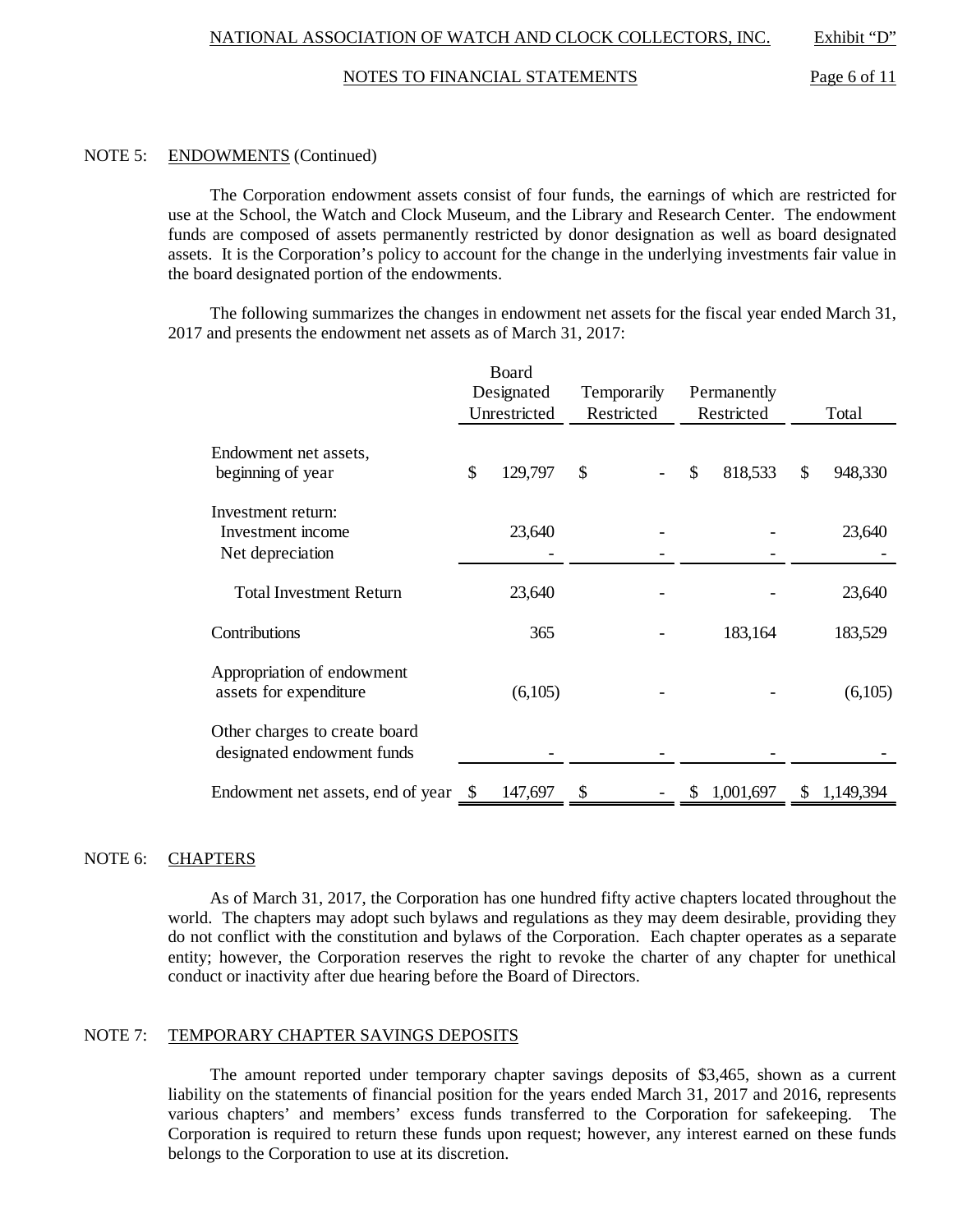NOTE 5: ENDOWMENTS (Continued)

The Corporation endowment assets consist of four funds, the earnings of which are restricted for use at the School, the Watch and Clock Museum, and the Library and Research Center. The endowment funds are composed of assets permanently restricted by donor designation as well as board designated assets. It is the Corporation's policy to account for the change in the underlying investments fair value in the board designated portion of the endowments.

The following summarizes the changes in endowment net assets for the fiscal year ended March 31, 2017 and presents the endowment net assets as of March 31, 2017:

| | Board Designated Unrestricted | Temporarily Restricted | Permanently Restricted | Total |
|---|---|---|---|---|
| Endowment net assets, beginning of year | $ 129,797 | $ - | $ 818,533 | $ 948,330 |
| Investment return: | | | | |
| Investment income | 23,640 | - | - | 23,640 |
| Net depreciation | - | - | - | - |
| Total Investment Return | 23,640 | - | - | 23,640 |
| Contributions | 365 | - | 183,164 | 183,529 |
| Appropriation of endowment assets for expenditure | (6,105) | - | - | (6,105) |
| Other charges to create board designated endowment funds | - | - | - | - |
| Endowment net assets, end of year | $ 147,697 | $ - | $ 1,001,697 | $ 1,149,394 |

NOTE 6: CHAPTERS

As of March 31, 2017, the Corporation has one hundred fifty active chapters located throughout the world. The chapters may adopt such bylaws and regulations as they may deem desirable, providing they do not conflict with the constitution and bylaws of the Corporation. Each chapter operates as a separate entity; however, the Corporation reserves the right to revoke the charter of any chapter for unethical conduct or inactivity after due hearing before the Board of Directors.

NOTE 7: TEMPORARY CHAPTER SAVINGS DEPOSITS

The amount reported under temporary chapter savings deposits of $3,465, shown as a current liability on the statements of financial position for the years ended March 31, 2017 and 2016, represents various chapters' and members' excess funds transferred to the Corporation for safekeeping. The Corporation is required to return these funds upon request; however, any interest earned on these funds belongs to the Corporation to use at its discretion.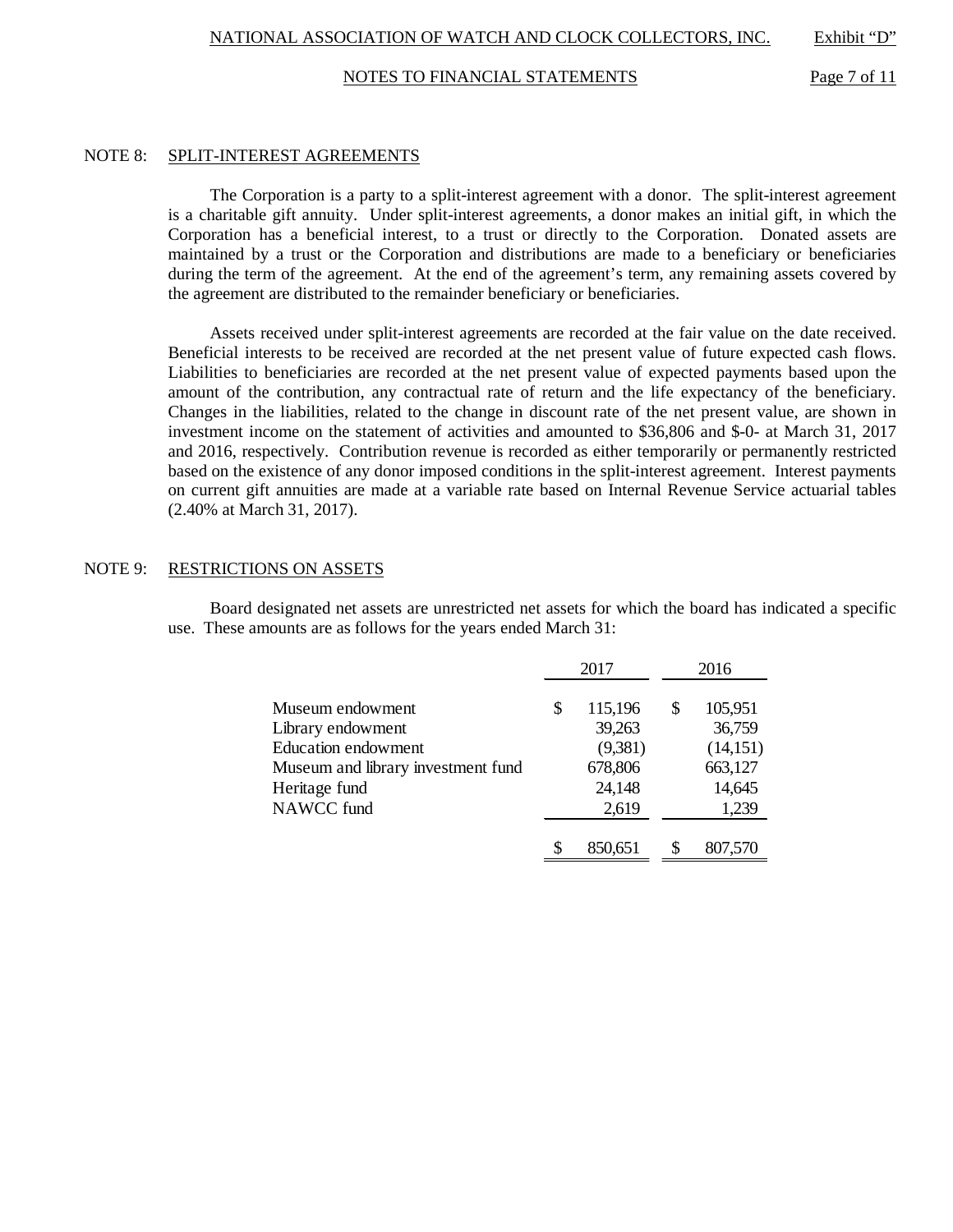## NOTE 8: SPLIT-INTEREST AGREEMENTS

The Corporation is a party to a split-interest agreement with a donor. The split-interest agreement is a charitable gift annuity. Under split-interest agreements, a donor makes an initial gift, in which the Corporation has a beneficial interest, to a trust or directly to the Corporation. Donated assets are maintained by a trust or the Corporation and distributions are made to a beneficiary or beneficiaries during the term of the agreement. At the end of the agreement's term, any remaining assets covered by the agreement are distributed to the remainder beneficiary or beneficiaries.

Assets received under split-interest agreements are recorded at the fair value on the date received. Beneficial interests to be received are recorded at the net present value of future expected cash flows. Liabilities to beneficiaries are recorded at the net present value of expected payments based upon the amount of the contribution, any contractual rate of return and the life expectancy of the beneficiary. Changes in the liabilities, related to the change in discount rate of the net present value, are shown in investment income on the statement of activities and amounted to $36,806 and $-0- at March 31, 2017 and 2016, respectively. Contribution revenue is recorded as either temporarily or permanently restricted based on the existence of any donor imposed conditions in the split-interest agreement. Interest payments on current gift annuities are made at a variable rate based on Internal Revenue Service actuarial tables (2.40% at March 31, 2017).

## NOTE 9: RESTRICTIONS ON ASSETS

Board designated net assets are unrestricted net assets for which the board has indicated a specific use. These amounts are as follows for the years ended March 31:

| | 2017 | 2016 |
|---|---|---|
| Museum endowment | $ 115,196 | $ 105,951 |
| Library endowment | 39,263 | 36,759 |
| Education endowment | (9,381) | (14,151) |
| Museum and library investment fund | 678,806 | 663,127 |
| Heritage fund | 24,148 | 14,645 |
| NAWCC fund | 2,619 | 1,239 |
| | $ 850,651 | $ 807,570 |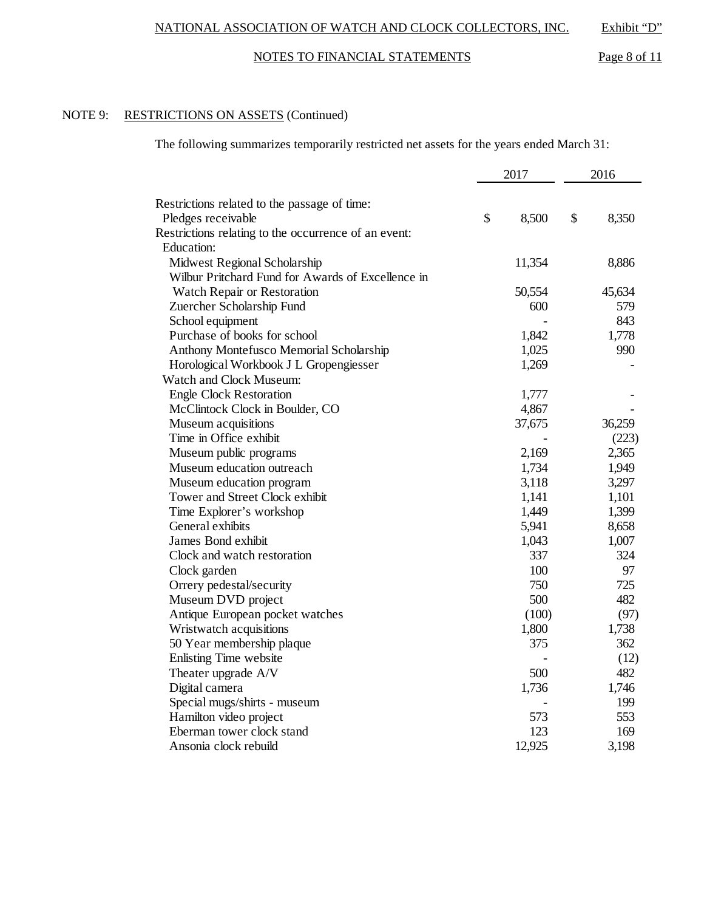NOTE 9: RESTRICTIONS ON ASSETS (Continued)

The following summarizes temporarily restricted net assets for the years ended March 31:

| | 2017 | 2016 |
|---|---|---|
| Restrictions related to the passage of time: | | |
| Pledges receivable | $ 8,500 | $ 8,350 |
| Restrictions relating to the occurrence of an event: | | |
| Education: | | |
| Midwest Regional Scholarship | 11,354 | 8,886 |
| Wilbur Pritchard Fund for Awards of Excellence in Watch Repair or Restoration | 50,554 | 45,634 |
| Zuercher Scholarship Fund | 600 | 579 |
| School equipment | - | 843 |
| Purchase of books for school | 1,842 | 1,778 |
| Anthony Montefusco Memorial Scholarship | 1,025 | 990 |
| Horological Workbook J L Gropengiesser | 1,269 | - |
| Watch and Clock Museum: | | |
| Engle Clock Restoration | 1,777 | - |
| McClintock Clock in Boulder, CO | 4,867 | - |
| Museum acquisitions | 37,675 | 36,259 |
| Time in Office exhibit | - | (223) |
| Museum public programs | 2,169 | 2,365 |
| Museum education outreach | 1,734 | 1,949 |
| Museum education program | 3,118 | 3,297 |
| Tower and Street Clock exhibit | 1,141 | 1,101 |
| Time Explorer's workshop | 1,449 | 1,399 |
| General exhibits | 5,941 | 8,658 |
| James Bond exhibit | 1,043 | 1,007 |
| Clock and watch restoration | 337 | 324 |
| Clock garden | 100 | 97 |
| Orrery pedestal/security | 750 | 725 |
| Museum DVD project | 500 | 482 |
| Antique European pocket watches | (100) | (97) |
| Wristwatch acquisitions | 1,800 | 1,738 |
| 50 Year membership plaque | 375 | 362 |
| Enlisting Time website | - | (12) |
| Theater upgrade A/V | 500 | 482 |
| Digital camera | 1,736 | 1,746 |
| Special mugs/shirts - museum | - | 199 |
| Hamilton video project | 573 | 553 |
| Eberman tower clock stand | 123 | 169 |
| Ansonia clock rebuild | 12,925 | 3,198 |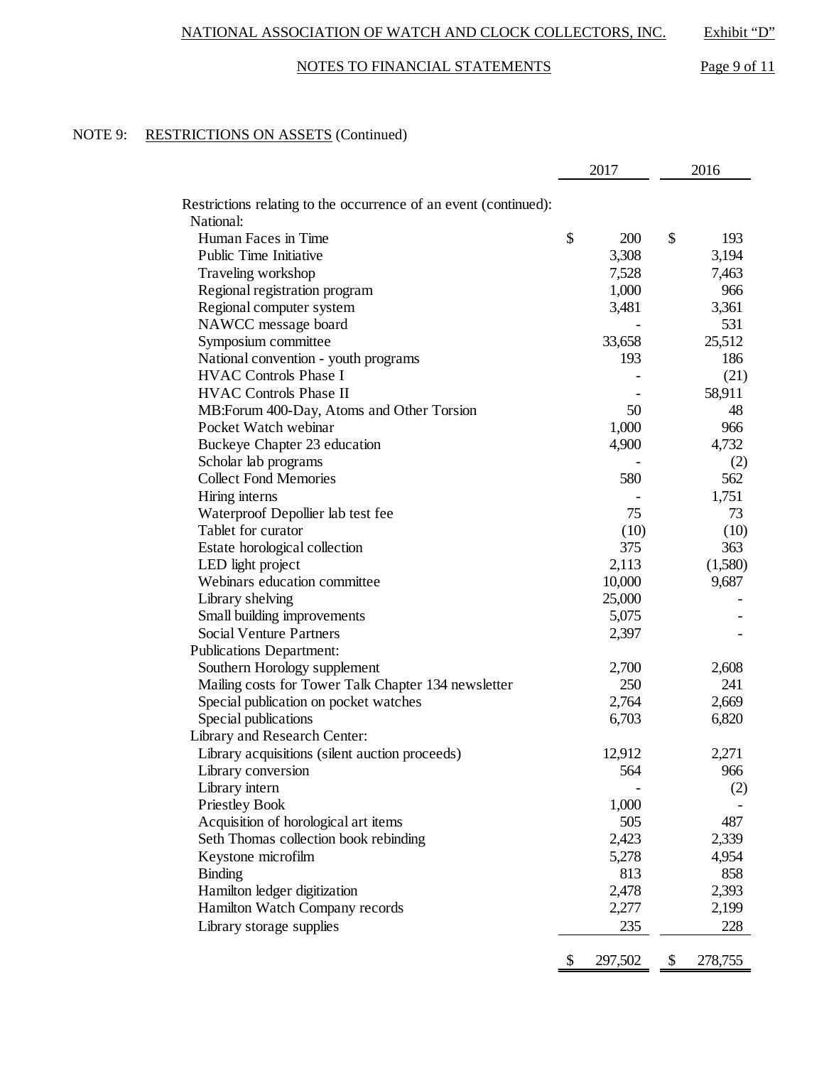NATIONAL ASSOCIATION OF WATCH AND CLOCK COLLECTORS, INC. Exhibit "D"

NOTES TO FINANCIAL STATEMENTS

NOTE 9: RESTRICTIONS ON ASSETS (Continued)

| | 2017 | 2016 |
|---|---|---|
| Restrictions relating to the occurrence of an event (continued): | | |
| National: | | |
| Human Faces in Time | $ 200 | $ 193 |
| Public Time Initiative | 3,308 | 3,194 |
| Traveling workshop | 7,528 | 7,463 |
| Regional registration program | 1,000 | 966 |
| Regional computer system | 3,481 | 3,361 |
| NAWCC message board | - | 531 |
| Symposium committee | 33,658 | 25,512 |
| National convention - youth programs | 193 | 186 |
| HVAC Controls Phase I | - | (21) |
| HVAC Controls Phase II | - | 58,911 |
| MB:Forum 400-Day, Atoms and Other Torsion | 50 | 48 |
| Pocket Watch webinar | 1,000 | 966 |
| Buckeye Chapter 23 education | 4,900 | 4,732 |
| Scholar lab programs | - | (2) |
| Collect Fond Memories | 580 | 562 |
| Hiring interns | - | 1,751 |
| Waterproof Depollier lab test fee | 75 | 73 |
| Tablet for curator | (10) | (10) |
| Estate horological collection | 375 | 363 |
| LED light project | 2,113 | (1,580) |
| Webinars education committee | 10,000 | 9,687 |
| Library shelving | 25,000 | - |
| Small building improvements | 5,075 | - |
| Social Venture Partners | 2,397 | - |
| Publications Department: | | |
| Southern Horology supplement | 2,700 | 2,608 |
| Mailing costs for Tower Talk Chapter 134 newsletter | 250 | 241 |
| Special publication on pocket watches | 2,764 | 2,669 |
| Special publications | 6,703 | 6,820 |
| Library and Research Center: | | |
| Library acquisitions (silent auction proceeds) | 12,912 | 2,271 |
| Library conversion | 564 | 966 |
| Library intern | - | (2) |
| Priestley Book | 1,000 | - |
| Acquisition of horological art items | 505 | 487 |
| Seth Thomas collection book rebinding | 2,423 | 2,339 |
| Keystone microfilm | 5,278 | 4,954 |
| Binding | 813 | 858 |
| Hamilton ledger digitization | 2,478 | 2,393 |
| Hamilton Watch Company records | 2,277 | 2,199 |
| Library storage supplies | 235 | 228 |
| | $ 297,502 | $ 278,755 |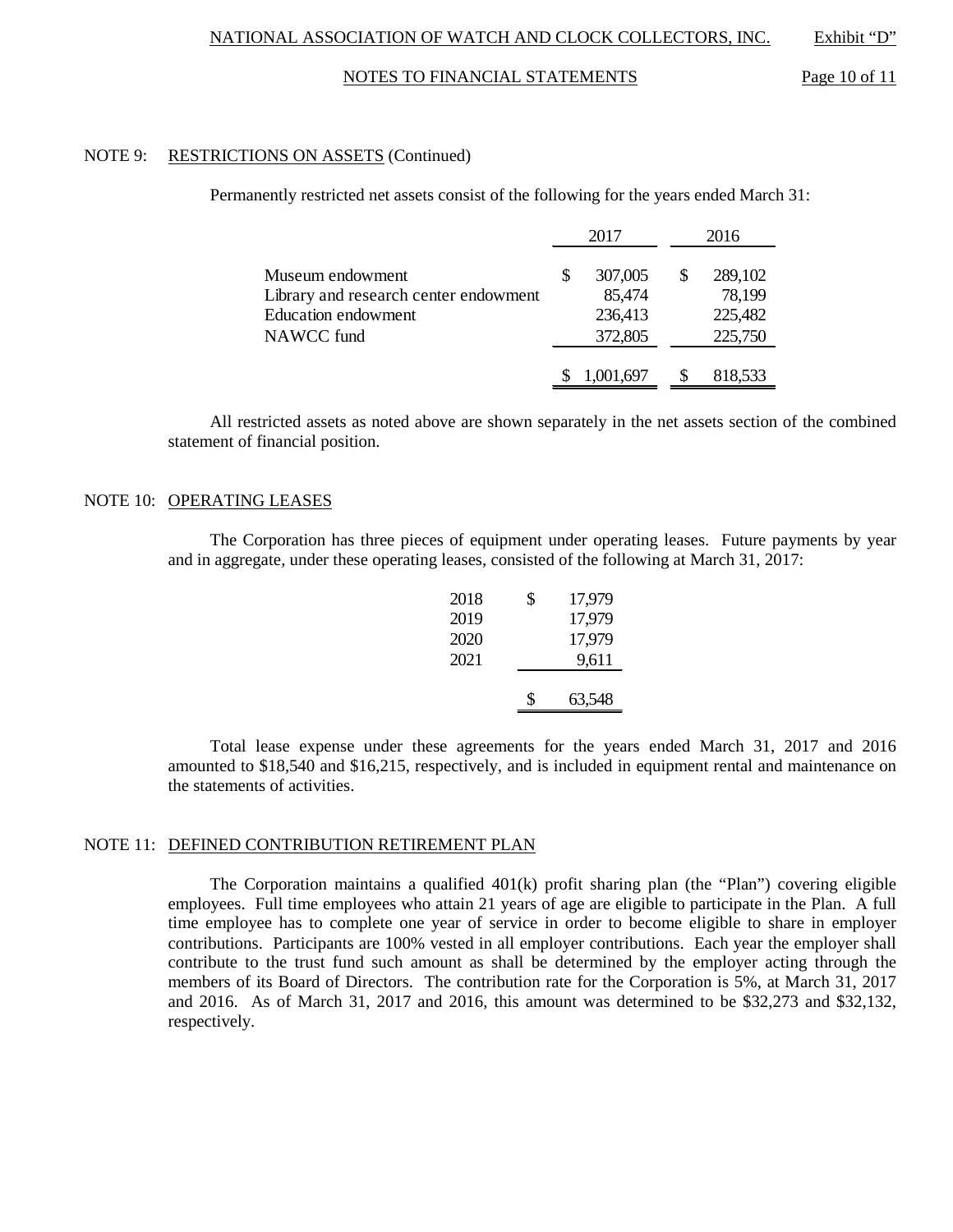NOTE 9: RESTRICTIONS ON ASSETS (Continued)

Permanently restricted net assets consist of the following for the years ended March 31:

| | 2017 | 2016 |
|---|---|---|
| Museum endowment | $ 307,005 | $ 289,102 |
| Library and research center endowment | 85,474 | 78,199 |
| Education endowment | 236,413 | 225,482 |
| NAWCC fund | 372,805 | 225,750 |
| | $ 1,001,697 | $ 818,533 |

All restricted assets as noted above are shown separately in the net assets section of the combined statement of financial position.

NOTE 10: OPERATING LEASES

The Corporation has three pieces of equipment under operating leases. Future payments by year and in aggregate, under these operating leases, consisted of the following at March 31, 2017:

| | |
|---|---|
| 2018 | $ 17,979 |
| 2019 | 17,979 |
| 2020 | 17,979 |
| 2021 | 9,611 |
| | $ 63,548 |

Total lease expense under these agreements for the years ended March 31, 2017 and 2016 amounted to $18,540 and $16,215, respectively, and is included in equipment rental and maintenance on the statements of activities.

NOTE 11: DEFINED CONTRIBUTION RETIREMENT PLAN

The Corporation maintains a qualified 401(k) profit sharing plan (the "Plan") covering eligible employees. Full time employees who attain 21 years of age are eligible to participate in the Plan. A full time employee has to complete one year of service in order to become eligible to share in employer contributions. Participants are 100% vested in all employer contributions. Each year the employer shall contribute to the trust fund such amount as shall be determined by the employer acting through the members of its Board of Directors. The contribution rate for the Corporation is 5%, at March 31, 2017 and 2016. As of March 31, 2017 and 2016, this amount was determined to be $32,273 and $32,132, respectively.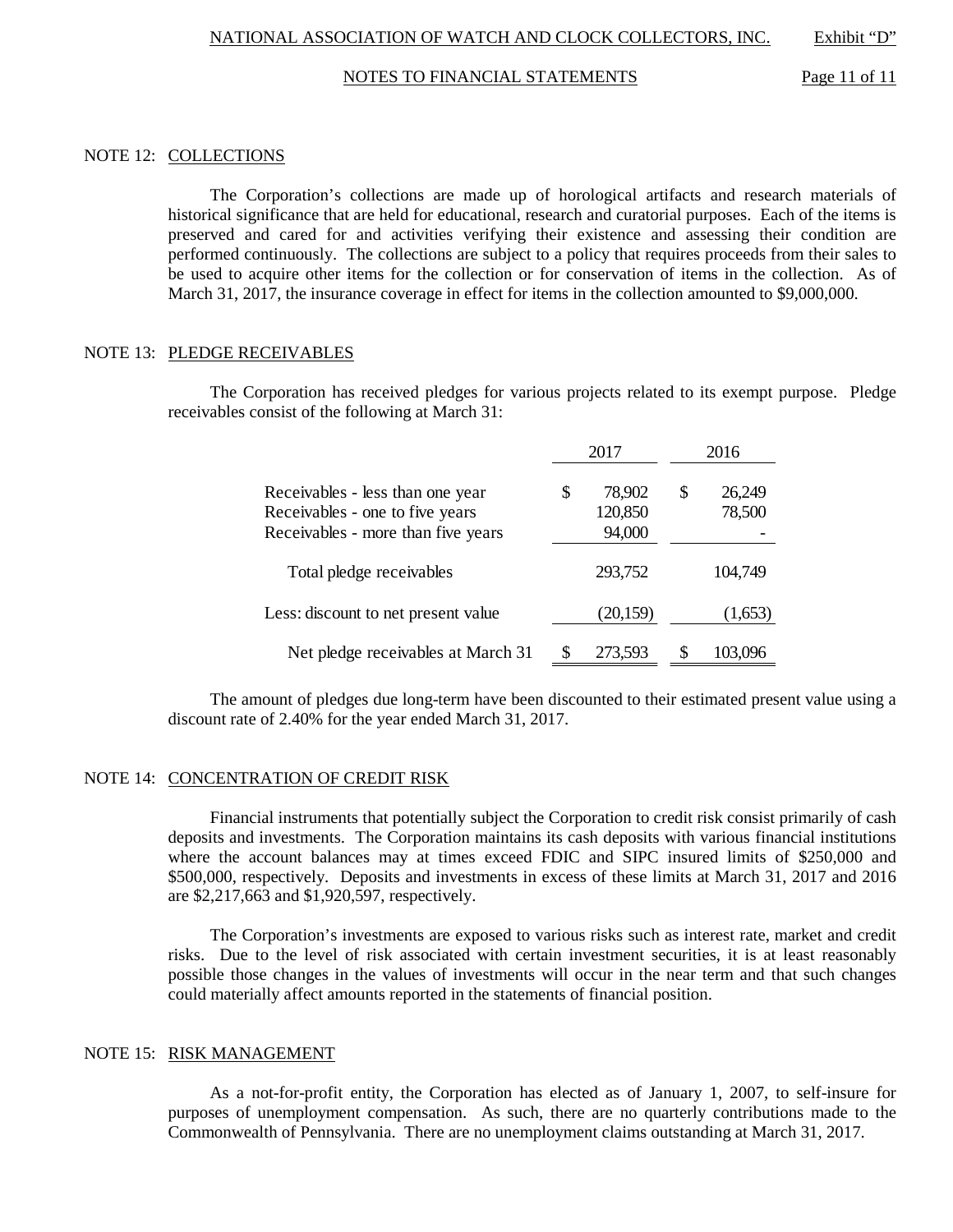## NOTE 12: COLLECTIONS

The Corporation's collections are made up of horological artifacts and research materials of historical significance that are held for educational, research and curatorial purposes. Each of the items is preserved and cared for and activities verifying their existence and assessing their condition are performed continuously. The collections are subject to a policy that requires proceeds from their sales to be used to acquire other items for the collection or for conservation of items in the collection. As of March 31, 2017, the insurance coverage in effect for items in the collection amounted to $9,000,000.

## NOTE 13: PLEDGE RECEIVABLES

The Corporation has received pledges for various projects related to its exempt purpose. Pledge receivables consist of the following at March 31:

| | 2017 | 2016 |
|---|---|---|
| Receivables - less than one year | $ 78,902 | $ 26,249 |
| Receivables - one to five years | 120,850 | 78,500 |
| Receivables - more than five years | 94,000 | - |
| Total pledge receivables | 293,752 | 104,749 |
| Less: discount to net present value | (20,159) | (1,653) |
| Net pledge receivables at March 31 | $ 273,593 | $ 103,096 |

The amount of pledges due long-term have been discounted to their estimated present value using a discount rate of 2.40% for the year ended March 31, 2017.

## NOTE 14: CONCENTRATION OF CREDIT RISK

Financial instruments that potentially subject the Corporation to credit risk consist primarily of cash deposits and investments. The Corporation maintains its cash deposits with various financial institutions where the account balances may at times exceed FDIC and SIPC insured limits of $250,000 and $500,000, respectively. Deposits and investments in excess of these limits at March 31, 2017 and 2016 are $2,217,663 and $1,920,597, respectively.

The Corporation's investments are exposed to various risks such as interest rate, market and credit risks. Due to the level of risk associated with certain investment securities, it is at least reasonably possible those changes in the values of investments will occur in the near term and that such changes could materially affect amounts reported in the statements of financial position.

## NOTE 15: RISK MANAGEMENT

As a not-for-profit entity, the Corporation has elected as of January 1, 2007, to self-insure for purposes of unemployment compensation. As such, there are no quarterly contributions made to the Commonwealth of Pennsylvania. There are no unemployment claims outstanding at March 31, 2017.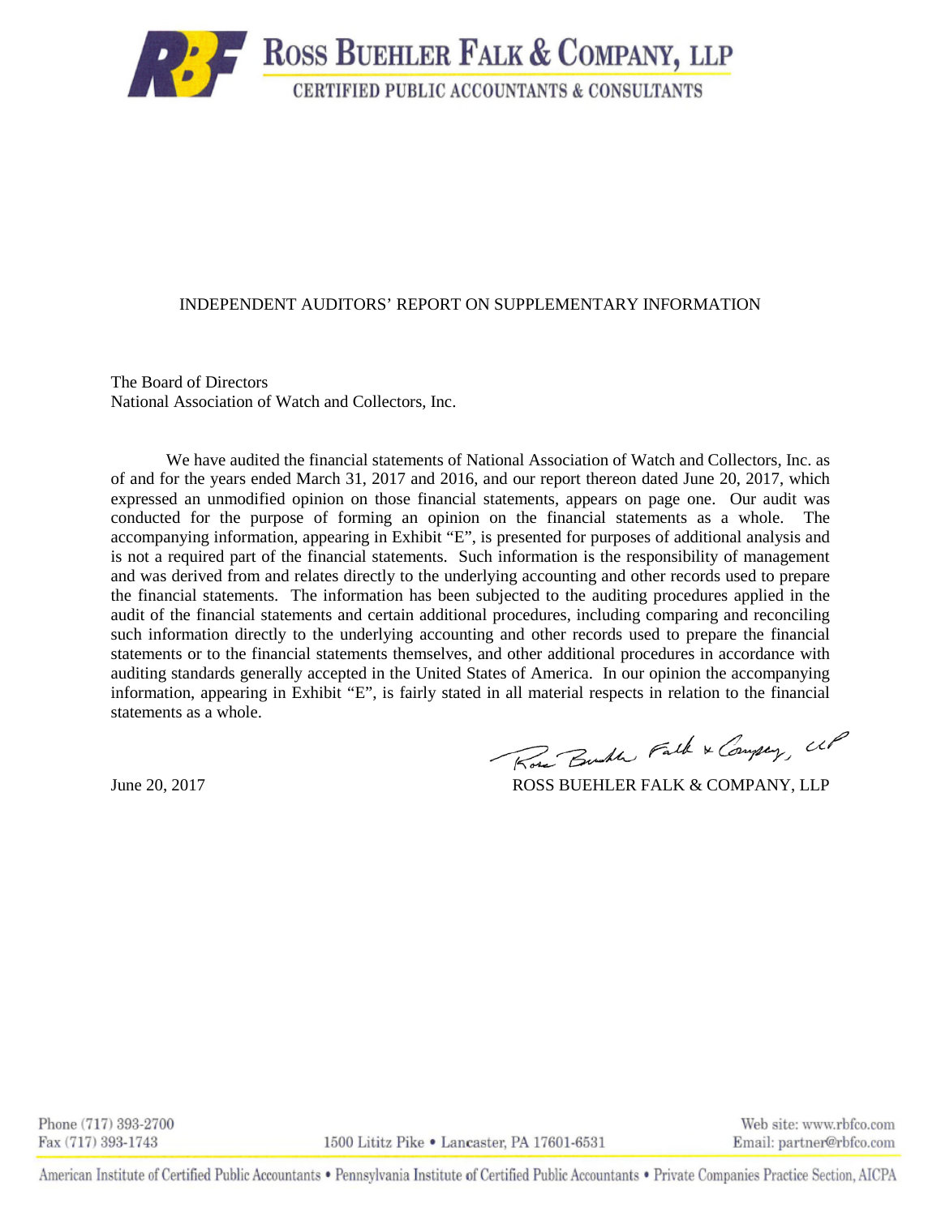# ROSS BUEHLER FALK & COMPANY, LLP

CERTIFIED PUBLIC ACCOUNTANTS & CONSULTANTS

## INDEPENDENT AUDITORS' REPORT ON SUPPLEMENTARY INFORMATION

The Board of Directors
National Association of Watch and Collectors, Inc.

We have audited the financial statements of National Association of Watch and Collectors, Inc. as of and for the years ended March 31, 2017 and 2016, and our report thereon dated June 20, 2017, which expressed an unmodified opinion on those financial statements, appears on page one. Our audit was conducted for the purpose of forming an opinion on the financial statements as a whole. The accompanying information, appearing in Exhibit "E", is presented for purposes of additional analysis and is not a required part of the financial statements. Such information is the responsibility of management and was derived from and relates directly to the underlying accounting and other records used to prepare the financial statements. The information has been subjected to the auditing procedures applied in the audit of the financial statements and certain additional procedures, including comparing and reconciling such information directly to the underlying accounting and other records used to prepare the financial statements or to the financial statements themselves, and other additional procedures in accordance with auditing standards generally accepted in the United States of America. In our opinion the accompanying information, appearing in Exhibit "E", is fairly stated in all material respects in relation to the financial statements as a whole.

June 20, 2017

ROSS BUEHLER FALK & COMPANY, LLP

Phone (717) 393-2700
Fax (717) 393-1743

1500 Lititz Pike • Lancaster, PA 17601-6531

Web site: www.rbfco.com
Email: partner@rbfco.com

American Institute of Certified Public Accountants • Pennsylvania Institute of Certified Public Accountants • Private Companies Practice Section, AICPA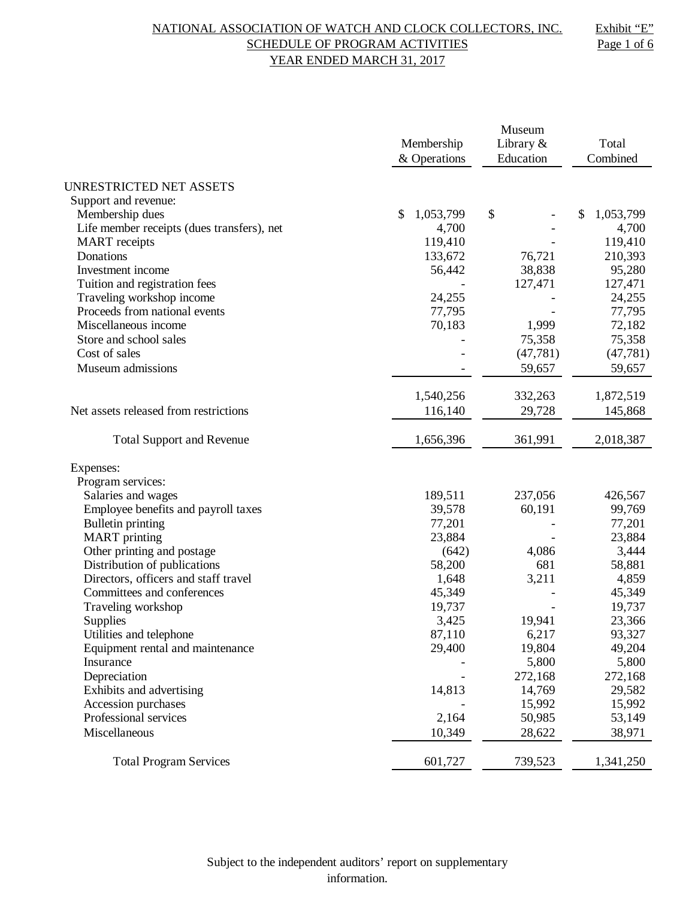# NATIONAL ASSOCIATION OF WATCH AND CLOCK COLLECTORS, INC.
## SCHEDULE OF PROGRAM ACTIVITIES
## YEAR ENDED MARCH 31, 2017

Exhibit "E"
Page 1 of 6

| | Membership & Operations | Museum Library & Education | Total Combined |
|---|---|---|---|
| **UNRESTRICTED NET ASSETS** | | | |
| Support and revenue: | | | |
| Membership dues | $ 1,053,799 | $ - | $ 1,053,799 |
| Life member receipts (dues transfers), net | 4,700 | - | 4,700 |
| MART receipts | 119,410 | - | 119,410 |
| Donations | 133,672 | 76,721 | 210,393 |
| Investment income | 56,442 | 38,838 | 95,280 |
| Tuition and registration fees | - | 127,471 | 127,471 |
| Traveling workshop income | 24,255 | - | 24,255 |
| Proceeds from national events | 77,795 | - | 77,795 |
| Miscellaneous income | 70,183 | 1,999 | 72,182 |
| Store and school sales | - | 75,358 | 75,358 |
| Cost of sales | - | (47,781) | (47,781) |
| Museum admissions | - | 59,657 | 59,657 |
| | 1,540,256 | 332,263 | 1,872,519 |
| Net assets released from restrictions | 116,140 | 29,728 | 145,868 |
| Total Support and Revenue | 1,656,396 | 361,991 | 2,018,387 |
| Expenses: | | | |
| Program services: | | | |
| Salaries and wages | 189,511 | 237,056 | 426,567 |
| Employee benefits and payroll taxes | 39,578 | 60,191 | 99,769 |
| Bulletin printing | 77,201 | - | 77,201 |
| MART printing | 23,884 | - | 23,884 |
| Other printing and postage | (642) | 4,086 | 3,444 |
| Distribution of publications | 58,200 | 681 | 58,881 |
| Directors, officers and staff travel | 1,648 | 3,211 | 4,859 |
| Committees and conferences | 45,349 | - | 45,349 |
| Traveling workshop | 19,737 | - | 19,737 |
| Supplies | 3,425 | 19,941 | 23,366 |
| Utilities and telephone | 87,110 | 6,217 | 93,327 |
| Equipment rental and maintenance | 29,400 | 19,804 | 49,204 |
| Insurance | - | 5,800 | 5,800 |
| Depreciation | - | 272,168 | 272,168 |
| Exhibits and advertising | 14,813 | 14,769 | 29,582 |
| Accession purchases | - | 15,992 | 15,992 |
| Professional services | 2,164 | 50,985 | 53,149 |
| Miscellaneous | 10,349 | 28,622 | 38,971 |
| Total Program Services | 601,727 | 739,523 | 1,341,250 |

Subject to the independent auditors' report on supplementary information.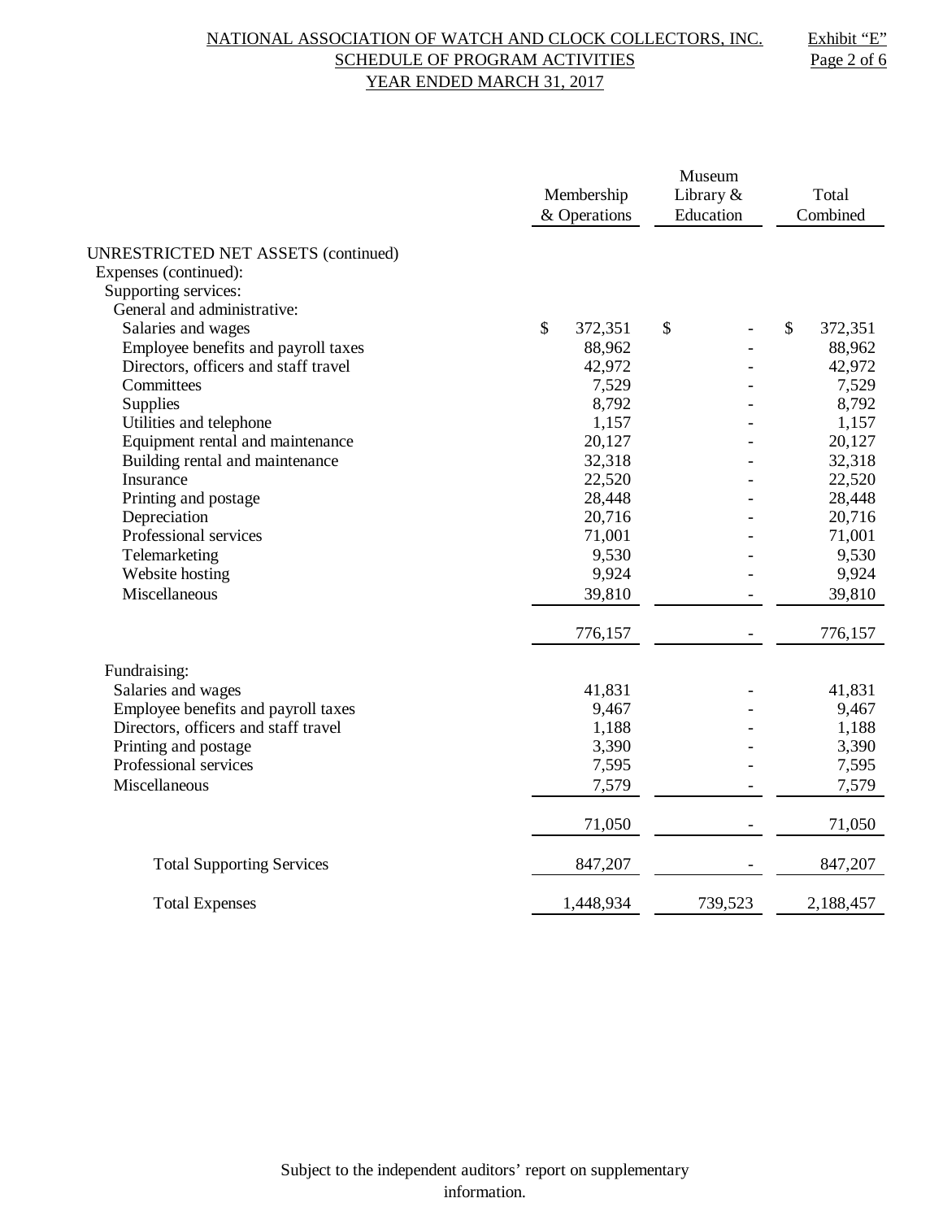NATIONAL ASSOCIATION OF WATCH AND CLOCK COLLECTORS, INC.
SCHEDULE OF PROGRAM ACTIVITIES
YEAR ENDED MARCH 31, 2017

Exhibit "E"
Page 2 of 6

| | Membership & Operations | Museum Library & Education | Total Combined |
|---|---|---|---|
| UNRESTRICTED NET ASSETS (continued) | | | |
| Expenses (continued): | | | |
| Supporting services: | | | |
| General and administrative: | | | |
| Salaries and wages | $ 372,351 | $ - | $ 372,351 |
| Employee benefits and payroll taxes | 88,962 | - | 88,962 |
| Directors, officers and staff travel | 42,972 | - | 42,972 |
| Committees | 7,529 | - | 7,529 |
| Supplies | 8,792 | - | 8,792 |
| Utilities and telephone | 1,157 | - | 1,157 |
| Equipment rental and maintenance | 20,127 | - | 20,127 |
| Building rental and maintenance | 32,318 | - | 32,318 |
| Insurance | 22,520 | - | 22,520 |
| Printing and postage | 28,448 | - | 28,448 |
| Depreciation | 20,716 | - | 20,716 |
| Professional services | 71,001 | - | 71,001 |
| Telemarketing | 9,530 | - | 9,530 |
| Website hosting | 9,924 | - | 9,924 |
| Miscellaneous | 39,810 | - | 39,810 |
| | 776,157 | - | 776,157 |
| Fundraising: | | | |
| Salaries and wages | 41,831 | - | 41,831 |
| Employee benefits and payroll taxes | 9,467 | - | 9,467 |
| Directors, officers and staff travel | 1,188 | - | 1,188 |
| Printing and postage | 3,390 | - | 3,390 |
| Professional services | 7,595 | - | 7,595 |
| Miscellaneous | 7,579 | - | 7,579 |
| | 71,050 | - | 71,050 |
| Total Supporting Services | 847,207 | - | 847,207 |
| Total Expenses | 1,448,934 | 739,523 | 2,188,457 |

Subject to the independent auditors' report on supplementary information.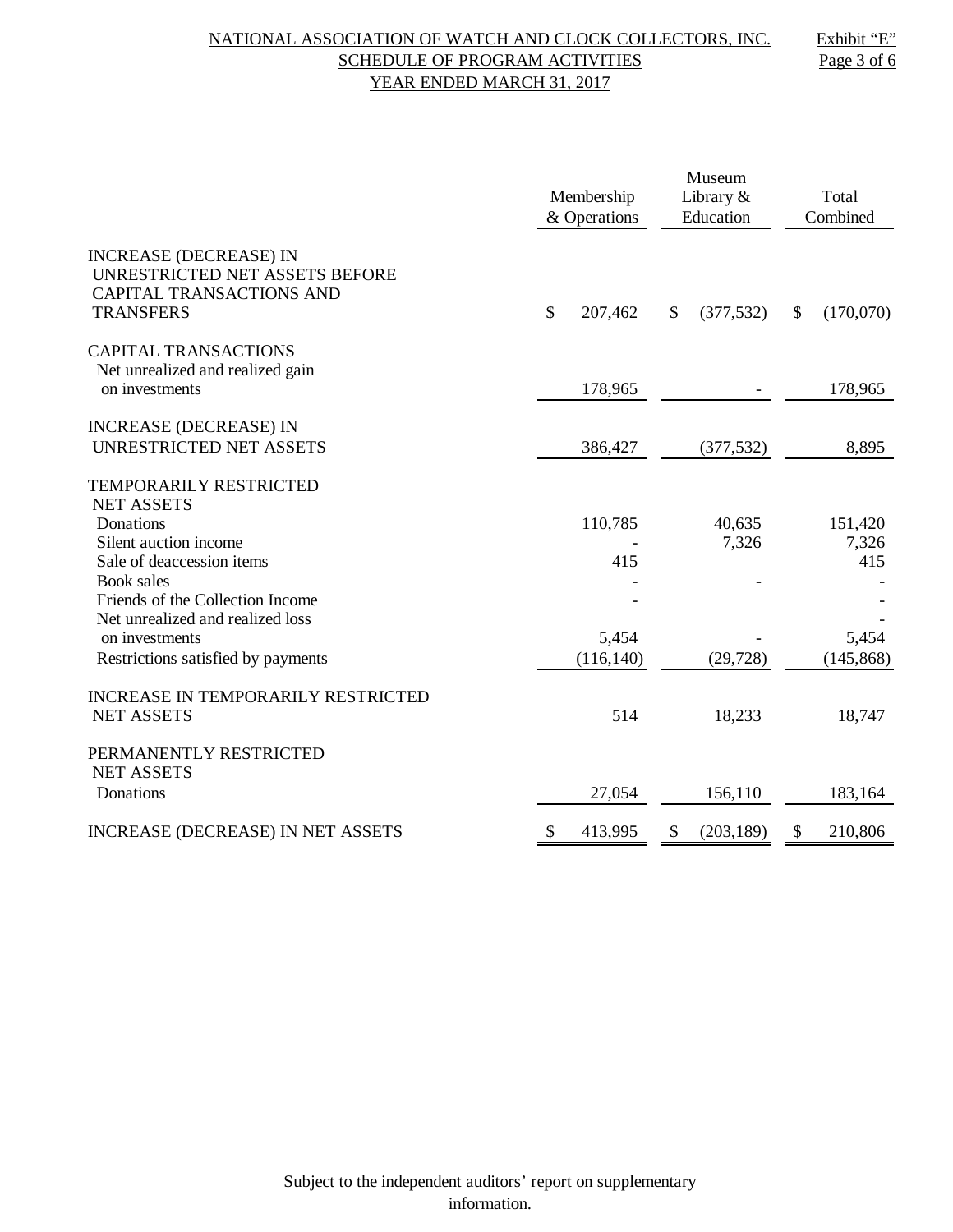NATIONAL ASSOCIATION OF WATCH AND CLOCK COLLECTORS, INC.
SCHEDULE OF PROGRAM ACTIVITIES
YEAR ENDED MARCH 31, 2017

Exhibit "E"
Page 3 of 6

| | Membership & Operations | Museum Library & Education | Total Combined |
|---|---|---|---|
| INCREASE (DECREASE) IN UNRESTRICTED NET ASSETS BEFORE CAPITAL TRANSACTIONS AND TRANSFERS | $ 207,462 | $ (377,532) | $ (170,070) |
| CAPITAL TRANSACTIONS | | | |
| Net unrealized and realized gain on investments | 178,965 | - | 178,965 |
| INCREASE (DECREASE) IN UNRESTRICTED NET ASSETS | 386,427 | (377,532) | 8,895 |
| TEMPORARILY RESTRICTED NET ASSETS | | | |
| Donations | 110,785 | 40,635 | 151,420 |
| Silent auction income | - | 7,326 | 7,326 |
| Sale of deaccession items | 415 | | 415 |
| Book sales | - | - | - |
| Friends of the Collection Income | - | | - |
| Net unrealized and realized loss on investments | 5,454 | - | 5,454 |
| Restrictions satisfied by payments | (116,140) | (29,728) | (145,868) |
| INCREASE IN TEMPORARILY RESTRICTED NET ASSETS | 514 | 18,233 | 18,747 |
| PERMANENTLY RESTRICTED NET ASSETS | | | |
| Donations | 27,054 | 156,110 | 183,164 |
| INCREASE (DECREASE) IN NET ASSETS | $ 413,995 | $ (203,189) | $ 210,806 |

Subject to the independent auditors' report on supplementary information.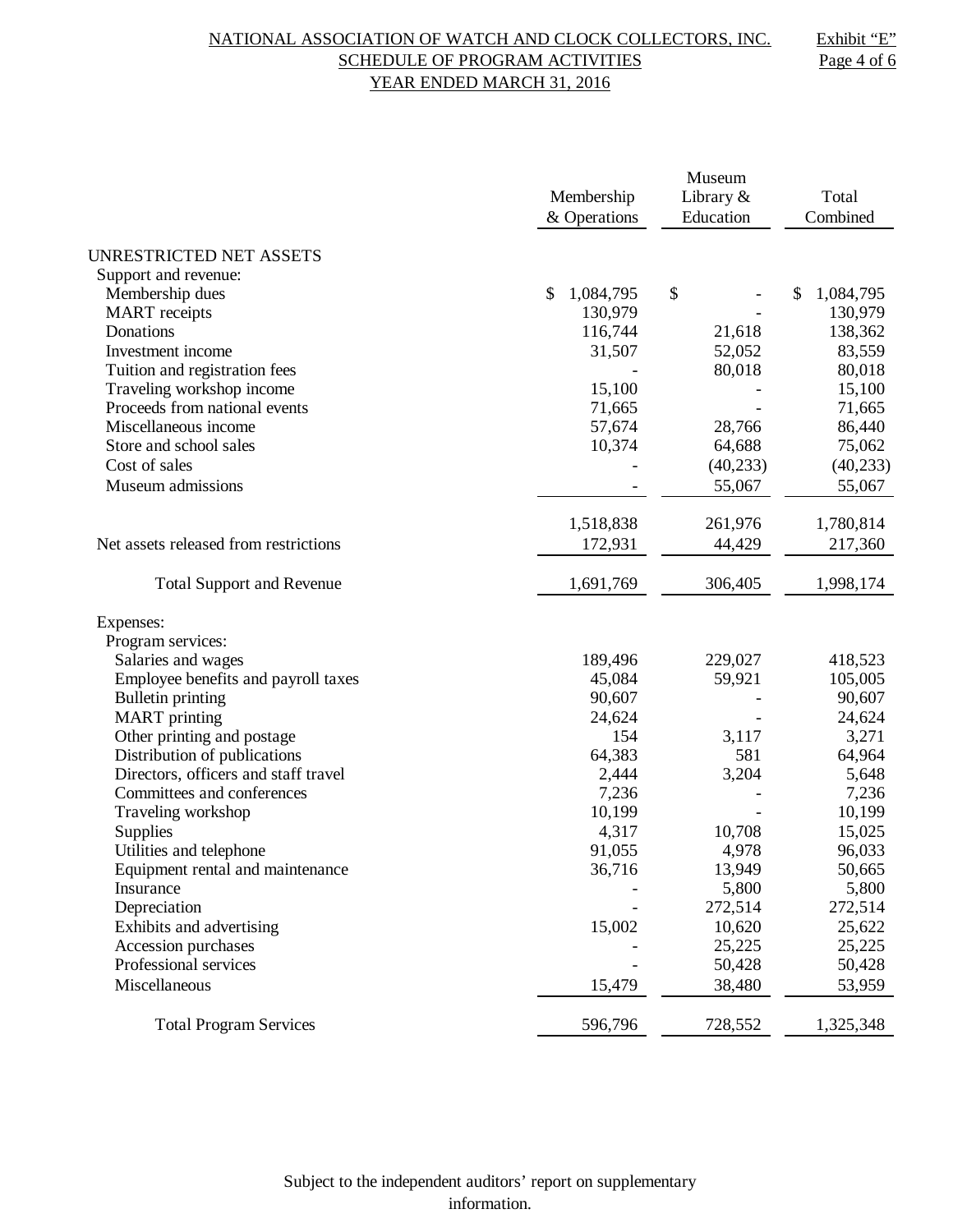# NATIONAL ASSOCIATION OF WATCH AND CLOCK COLLECTORS, INC.
## SCHEDULE OF PROGRAM ACTIVITIES
### YEAR ENDED MARCH 31, 2016

Exhibit "E"
Page 4 of 6

| | Membership & Operations | Museum Library & Education | Total Combined |
|---|---|---|---|
| UNRESTRICTED NET ASSETS | | | |
| Support and revenue: | | | |
| Membership dues | $ 1,084,795 | $ - | $ 1,084,795 |
| MART receipts | 130,979 | - | 130,979 |
| Donations | 116,744 | 21,618 | 138,362 |
| Investment income | 31,507 | 52,052 | 83,559 |
| Tuition and registration fees | - | 80,018 | 80,018 |
| Traveling workshop income | 15,100 | - | 15,100 |
| Proceeds from national events | 71,665 | - | 71,665 |
| Miscellaneous income | 57,674 | 28,766 | 86,440 |
| Store and school sales | 10,374 | 64,688 | 75,062 |
| Cost of sales | - | (40,233) | (40,233) |
| Museum admissions | - | 55,067 | 55,067 |
| | 1,518,838 | 261,976 | 1,780,814 |
| Net assets released from restrictions | 172,931 | 44,429 | 217,360 |
| Total Support and Revenue | 1,691,769 | 306,405 | 1,998,174 |
| Expenses: | | | |
| Program services: | | | |
| Salaries and wages | 189,496 | 229,027 | 418,523 |
| Employee benefits and payroll taxes | 45,084 | 59,921 | 105,005 |
| Bulletin printing | 90,607 | - | 90,607 |
| MART printing | 24,624 | - | 24,624 |
| Other printing and postage | 154 | 3,117 | 3,271 |
| Distribution of publications | 64,383 | 581 | 64,964 |
| Directors, officers and staff travel | 2,444 | 3,204 | 5,648 |
| Committees and conferences | 7,236 | - | 7,236 |
| Traveling workshop | 10,199 | - | 10,199 |
| Supplies | 4,317 | 10,708 | 15,025 |
| Utilities and telephone | 91,055 | 4,978 | 96,033 |
| Equipment rental and maintenance | 36,716 | 13,949 | 50,665 |
| Insurance | - | 5,800 | 5,800 |
| Depreciation | - | 272,514 | 272,514 |
| Exhibits and advertising | 15,002 | 10,620 | 25,622 |
| Accession purchases | - | 25,225 | 25,225 |
| Professional services | - | 50,428 | 50,428 |
| Miscellaneous | 15,479 | 38,480 | 53,959 |
| Total Program Services | 596,796 | 728,552 | 1,325,348 |

Subject to the independent auditors' report on supplementary information.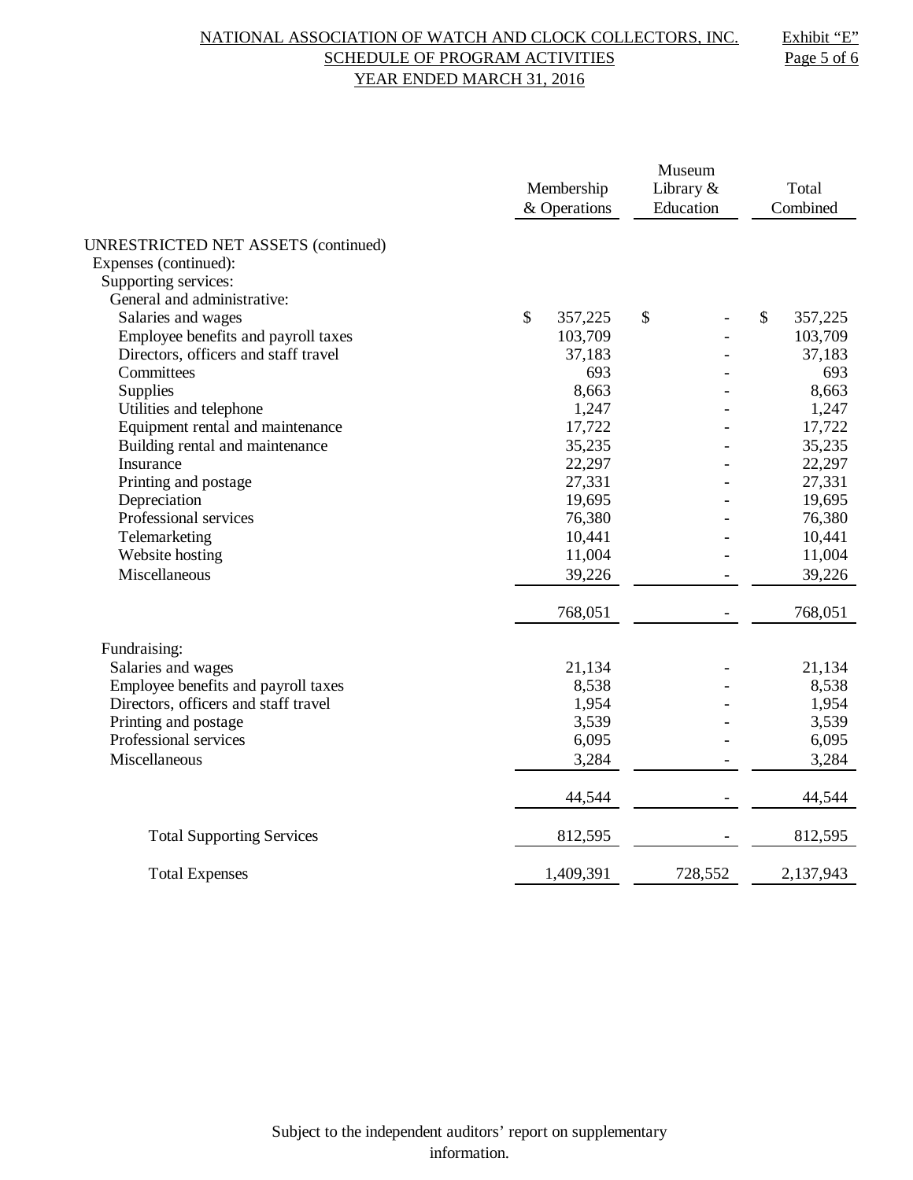NATIONAL ASSOCIATION OF WATCH AND CLOCK COLLECTORS, INC.
SCHEDULE OF PROGRAM ACTIVITIES
YEAR ENDED MARCH 31, 2016

Exhibit "E"

| | Membership & Operations | Museum Library & Education | Total Combined |
|---|---|---|---|
| UNRESTRICTED NET ASSETS (continued) | | | |
| Expenses (continued): | | | |
| Supporting services: | | | |
| General and administrative: | | | |
| Salaries and wages | $ 357,225 | $ - | $ 357,225 |
| Employee benefits and payroll taxes | 103,709 | - | 103,709 |
| Directors, officers and staff travel | 37,183 | - | 37,183 |
| Committees | 693 | - | 693 |
| Supplies | 8,663 | - | 8,663 |
| Utilities and telephone | 1,247 | - | 1,247 |
| Equipment rental and maintenance | 17,722 | - | 17,722 |
| Building rental and maintenance | 35,235 | - | 35,235 |
| Insurance | 22,297 | - | 22,297 |
| Printing and postage | 27,331 | - | 27,331 |
| Depreciation | 19,695 | - | 19,695 |
| Professional services | 76,380 | - | 76,380 |
| Telemarketing | 10,441 | - | 10,441 |
| Website hosting | 11,004 | - | 11,004 |
| Miscellaneous | 39,226 | - | 39,226 |
| | 768,051 | - | 768,051 |
| Fundraising: | | | |
| Salaries and wages | 21,134 | - | 21,134 |
| Employee benefits and payroll taxes | 8,538 | - | 8,538 |
| Directors, officers and staff travel | 1,954 | - | 1,954 |
| Printing and postage | 3,539 | - | 3,539 |
| Professional services | 6,095 | - | 6,095 |
| Miscellaneous | 3,284 | - | 3,284 |
| | 44,544 | - | 44,544 |
| Total Supporting Services | 812,595 | - | 812,595 |
| Total Expenses | 1,409,391 | 728,552 | 2,137,943 |

Subject to the independent auditors' report on supplementary information.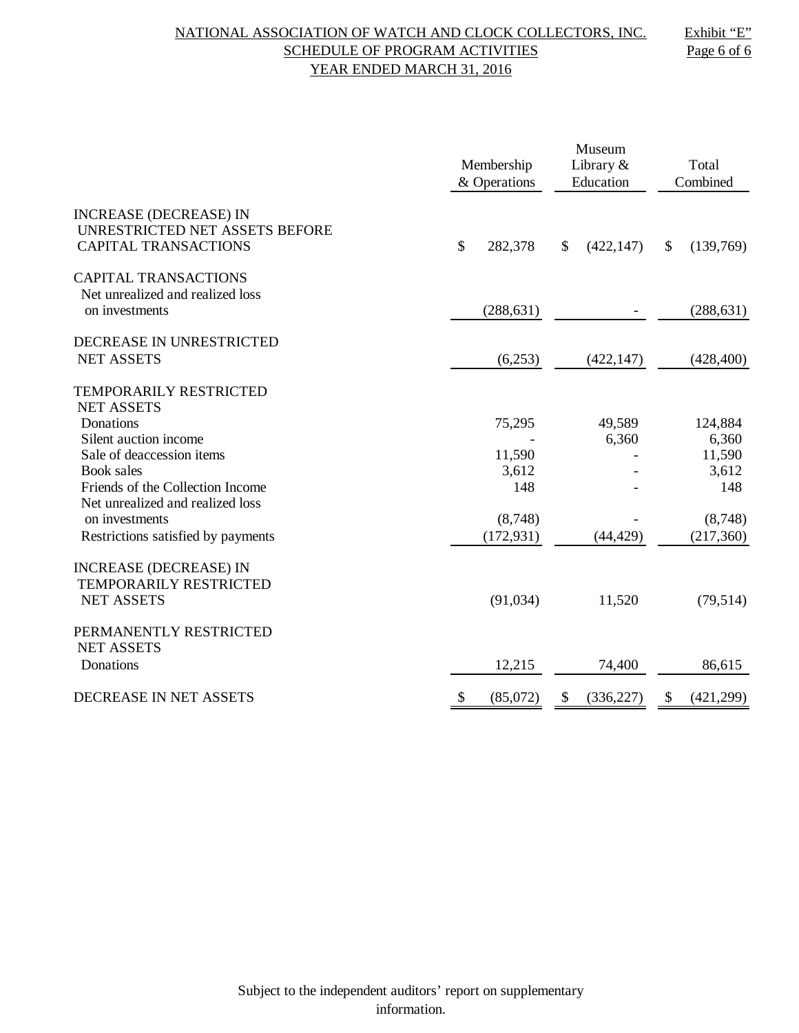# NATIONAL ASSOCIATION OF WATCH AND CLOCK COLLECTORS, INC.
## SCHEDULE OF PROGRAM ACTIVITIES
## YEAR ENDED MARCH 31, 2016

Exhibit "E"
Page 6 of 6

| | Membership & Operations | Museum Library & Education | Total Combined |
|---|---|---|---|
| INCREASE (DECREASE) IN UNRESTRICTED NET ASSETS BEFORE CAPITAL TRANSACTIONS | $ 282,378 | $ (422,147) | $ (139,769) |
| CAPITAL TRANSACTIONS | | | |
| Net unrealized and realized loss on investments | (288,631) | - | (288,631) |
| DECREASE IN UNRESTRICTED NET ASSETS | (6,253) | (422,147) | (428,400) |
| TEMPORARILY RESTRICTED NET ASSETS | | | |
| Donations | 75,295 | 49,589 | 124,884 |
| Silent auction income | - | 6,360 | 6,360 |
| Sale of deaccession items | 11,590 | - | 11,590 |
| Book sales | 3,612 | - | 3,612 |
| Friends of the Collection Income | 148 | - | 148 |
| Net unrealized and realized loss on investments | (8,748) | - | (8,748) |
| Restrictions satisfied by payments | (172,931) | (44,429) | (217,360) |
| INCREASE (DECREASE) IN TEMPORARILY RESTRICTED NET ASSETS | (91,034) | 11,520 | (79,514) |
| PERMANENTLY RESTRICTED NET ASSETS | | | |
| Donations | 12,215 | 74,400 | 86,615 |
| DECREASE IN NET ASSETS | $ (85,072) | $ (336,227) | $ (421,299) |

Subject to the independent auditors' report on supplementary information.